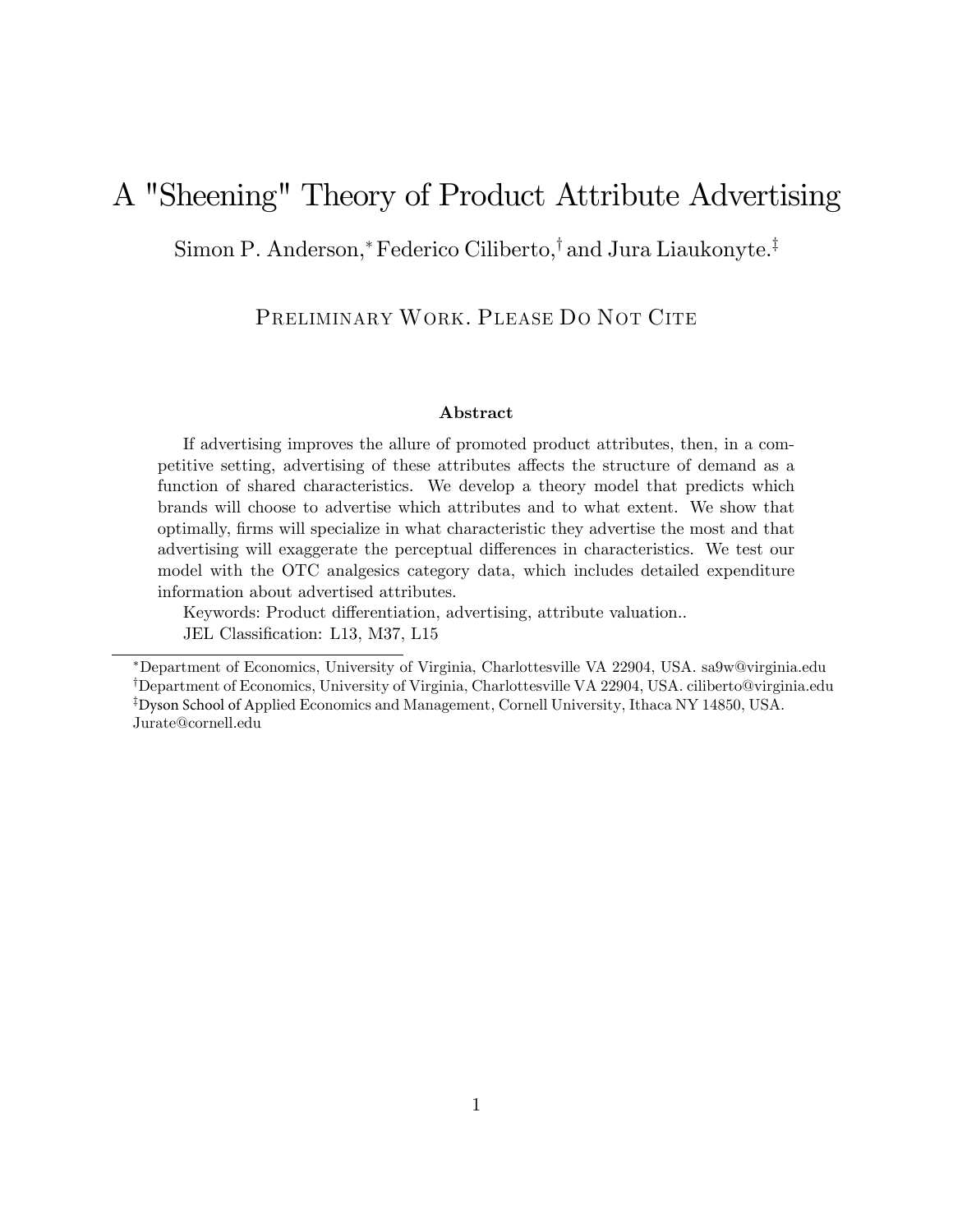# A "Sheening" Theory of Product Attribute Advertising

Simon P. Anderson,[*] Federico Ciliberto,[†] and Jura Liaukonyte.[‡]

PRELIMINARY WORK. PLEASE DO NOT CITE

### Abstract

If advertising improves the allure of promoted product attributes, then, in a competitive setting, advertising of these attributes affects the structure of demand as a function of shared characteristics. We develop a theory model that predicts which brands will choose to advertise which attributes and to what extent. We show that optimally, firms will specialize in what characteristic they advertise the most and that advertising will exaggerate the perceptual differences in characteristics. We test our model with the OTC analgesics category data, which includes detailed expenditure information about advertised attributes.

Keywords: Product differentiation, advertising, attribute valuation..

JEL Classification: L13, M37, L15

---

[*] Department of Economics, University of Virginia, Charlottesville VA 22904, USA. sa9w@virginia.edu

[†] Department of Economics, University of Virginia, Charlottesville VA 22904, USA. ciliberto@virginia.edu

[‡] Dyson School of Applied Economics and Management, Cornell University, Ithaca NY 14850, USA. Jurate@cornell.edu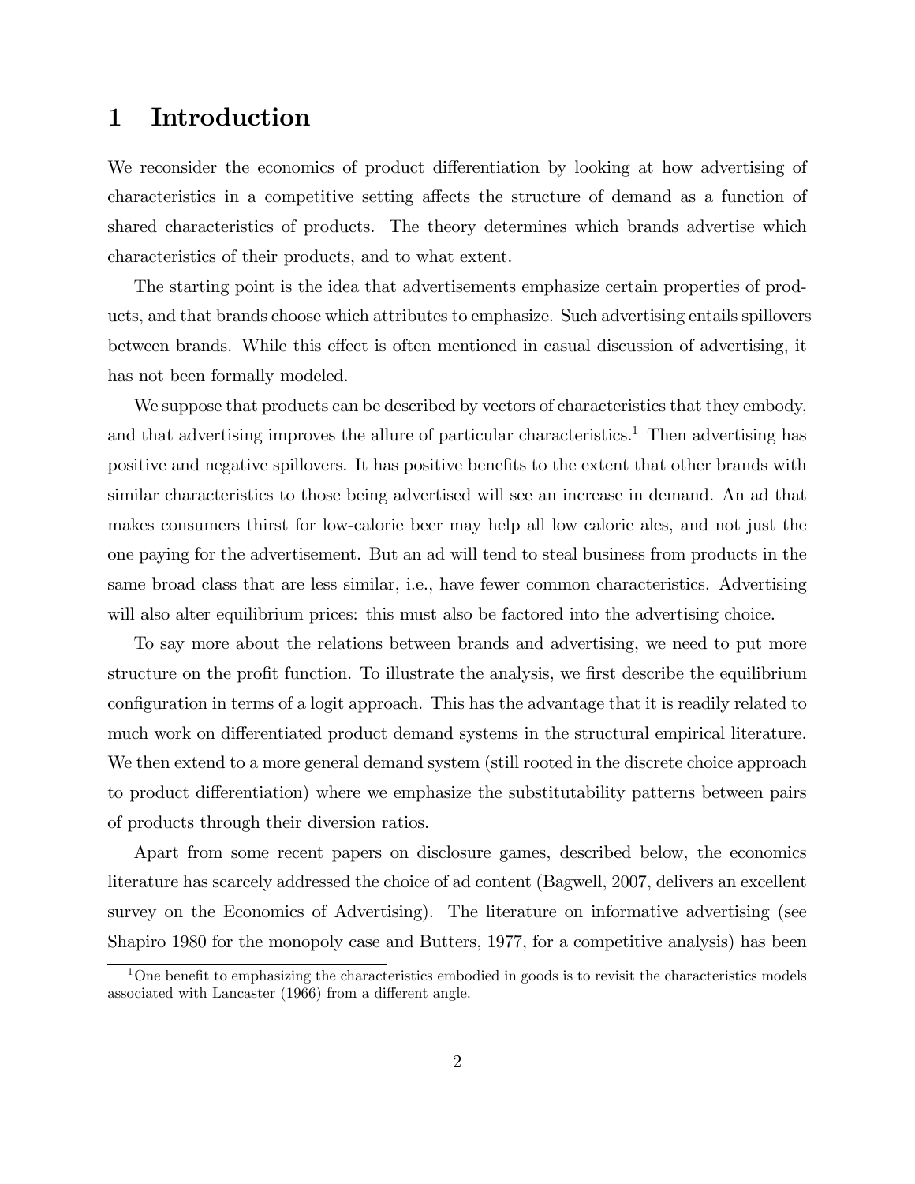# 1 Introduction

We reconsider the economics of product differentiation by looking at how advertising of characteristics in a competitive setting affects the structure of demand as a function of shared characteristics of products. The theory determines which brands advertise which characteristics of their products, and to what extent.

The starting point is the idea that advertisements emphasize certain properties of products, and that brands choose which attributes to emphasize. Such advertising entails spillovers between brands. While this effect is often mentioned in casual discussion of advertising, it has not been formally modeled.

We suppose that products can be described by vectors of characteristics that they embody, and that advertising improves the allure of particular characteristics.[1] Then advertising has positive and negative spillovers. It has positive benefits to the extent that other brands with similar characteristics to those being advertised will see an increase in demand. An ad that makes consumers thirst for low-calorie beer may help all low calorie ales, and not just the one paying for the advertisement. But an ad will tend to steal business from products in the same broad class that are less similar, i.e., have fewer common characteristics. Advertising will also alter equilibrium prices: this must also be factored into the advertising choice.

To say more about the relations between brands and advertising, we need to put more structure on the profit function. To illustrate the analysis, we first describe the equilibrium configuration in terms of a logit approach. This has the advantage that it is readily related to much work on differentiated product demand systems in the structural empirical literature. We then extend to a more general demand system (still rooted in the discrete choice approach to product differentiation) where we emphasize the substitutability patterns between pairs of products through their diversion ratios.

Apart from some recent papers on disclosure games, described below, the economics literature has scarcely addressed the choice of ad content (Bagwell, 2007, delivers an excellent survey on the Economics of Advertising). The literature on informative advertising (see Shapiro 1980 for the monopoly case and Butters, 1977, for a competitive analysis) has been

[1] One benefit to emphasizing the characteristics embodied in goods is to revisit the characteristics models associated with Lancaster (1966) from a different angle.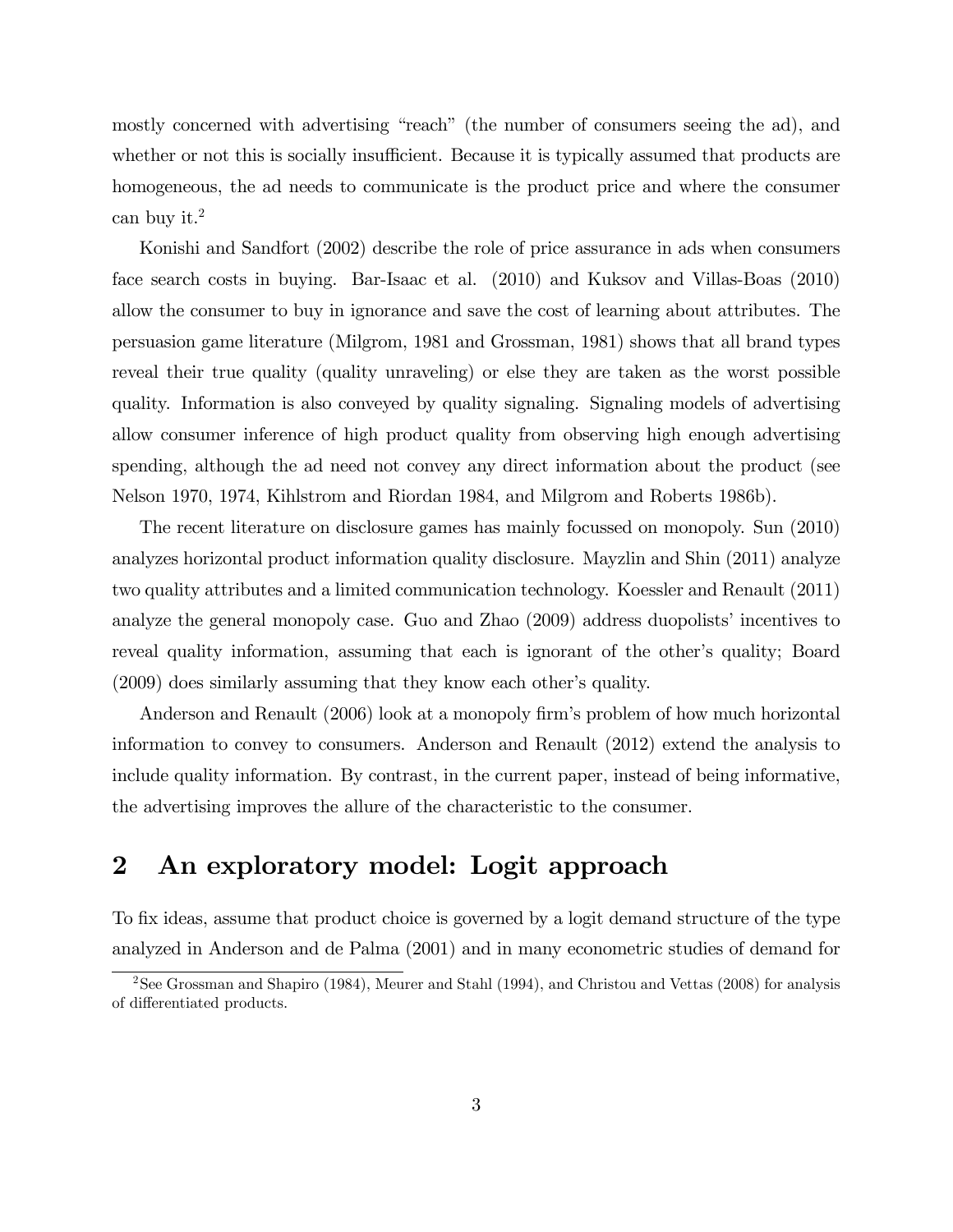mostly concerned with advertising "reach" (the number of consumers seeing the ad), and whether or not this is socially insufficient. Because it is typically assumed that products are homogeneous, the ad needs to communicate is the product price and where the consumer can buy it.[2]

Konishi and Sandfort (2002) describe the role of price assurance in ads when consumers face search costs in buying. Bar-Isaac et al. (2010) and Kuksov and Villas-Boas (2010) allow the consumer to buy in ignorance and save the cost of learning about attributes. The persuasion game literature (Milgrom, 1981 and Grossman, 1981) shows that all brand types reveal their true quality (quality unraveling) or else they are taken as the worst possible quality. Information is also conveyed by quality signaling. Signaling models of advertising allow consumer inference of high product quality from observing high enough advertising spending, although the ad need not convey any direct information about the product (see Nelson 1970, 1974, Kihlstrom and Riordan 1984, and Milgrom and Roberts 1986b).

The recent literature on disclosure games has mainly focussed on monopoly. Sun (2010) analyzes horizontal product information quality disclosure. Mayzlin and Shin (2011) analyze two quality attributes and a limited communication technology. Koessler and Renault (2011) analyze the general monopoly case. Guo and Zhao (2009) address duopolists' incentives to reveal quality information, assuming that each is ignorant of the other's quality; Board (2009) does similarly assuming that they know each other's quality.

Anderson and Renault (2006) look at a monopoly firm's problem of how much horizontal information to convey to consumers. Anderson and Renault (2012) extend the analysis to include quality information. By contrast, in the current paper, instead of being informative, the advertising improves the allure of the characteristic to the consumer.

## 2 An exploratory model: Logit approach

To fix ideas, assume that product choice is governed by a logit demand structure of the type analyzed in Anderson and de Palma (2001) and in many econometric studies of demand for

[2] See Grossman and Shapiro (1984), Meurer and Stahl (1994), and Christou and Vettas (2008) for analysis of differentiated products.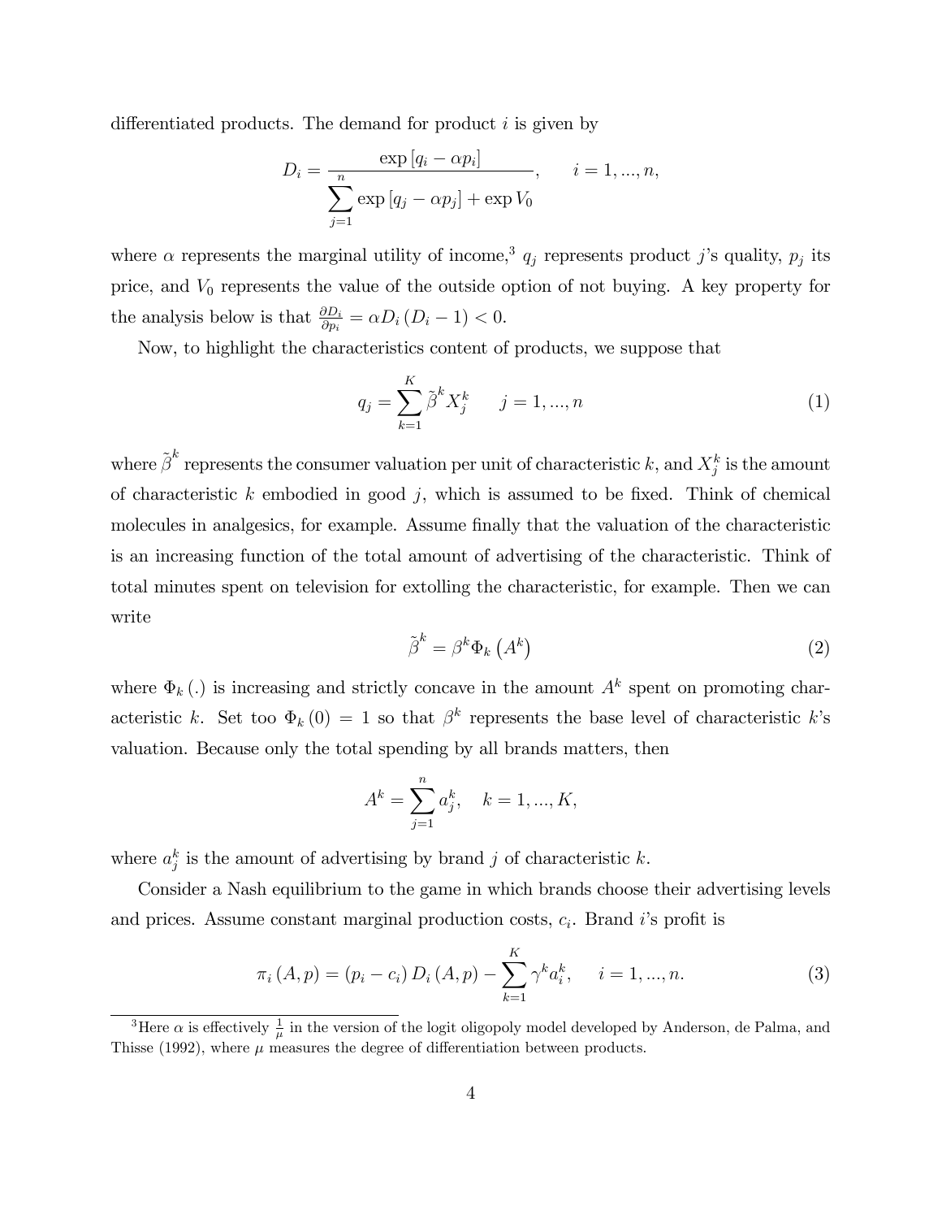differentiated products. The demand for product $i$ is given by

$$D_i = \frac{\exp\left[q_i - \alpha p_i\right]}{\sum_{j=1}^{n} \exp\left[q_j - \alpha p_j\right] + \exp V_0}, \qquad i = 1, ..., n,$$

where $\alpha$ represents the marginal utility of income,[3] $q_j$ represents product $j$'s quality, $p_j$ its price, and $V_0$ represents the value of the outside option of not buying. A key property for the analysis below is that $\frac{\partial D_i}{\partial p_i} = \alpha D_i \left(D_i - 1\right) < 0$.

Now, to highlight the characteristics content of products, we suppose that

$$q_j = \sum_{k=1}^{K} \tilde{\beta}^k X_j^k \qquad j = 1, ..., n \tag{1}$$

where $\tilde{\beta}^k$ represents the consumer valuation per unit of characteristic $k$, and $X_j^k$ is the amount of characteristic $k$ embodied in good $j$, which is assumed to be fixed. Think of chemical molecules in analgesics, for example. Assume finally that the valuation of the characteristic is an increasing function of the total amount of advertising of the characteristic. Think of total minutes spent on television for extolling the characteristic, for example. Then we can write

$$\tilde{\beta}^k = \beta^k \Phi_k\left(A^k\right) \tag{2}$$

where $\Phi_k(.)$ is increasing and strictly concave in the amount $A^k$ spent on promoting characteristic $k$. Set too $\Phi_k(0) = 1$ so that $\beta^k$ represents the base level of characteristic $k$'s valuation. Because only the total spending by all brands matters, then

$$A^k = \sum_{j=1}^{n} a_j^k, \quad k = 1, ..., K,$$

where $a_j^k$ is the amount of advertising by brand $j$ of characteristic $k$.

Consider a Nash equilibrium to the game in which brands choose their advertising levels and prices. Assume constant marginal production costs, $c_i$. Brand $i$'s profit is

$$\pi_i(A, p) = \left(p_i - c_i\right) D_i(A, p) - \sum_{k=1}^{K} \gamma^k a_i^k, \qquad i = 1, ..., n. \tag{3}$$

[3] Here $\alpha$ is effectively $\frac{1}{\mu}$ in the version of the logit oligopoly model developed by Anderson, de Palma, and Thisse (1992), where $\mu$ measures the degree of differentiation between products.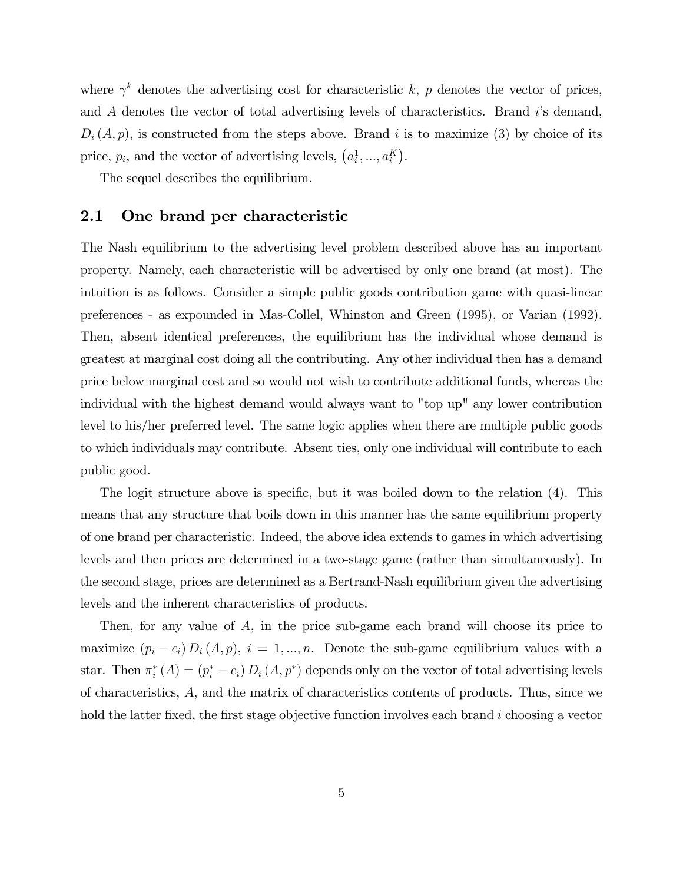where $\gamma^k$ denotes the advertising cost for characteristic $k$, $p$ denotes the vector of prices, and $A$ denotes the vector of total advertising levels of characteristics. Brand $i$'s demand, $D_i(A, p)$, is constructed from the steps above. Brand $i$ is to maximize (3) by choice of its price, $p_i$, and the vector of advertising levels, $\left(a_i^1, ..., a_i^K\right)$.

The sequel describes the equilibrium.

## 2.1 One brand per characteristic

The Nash equilibrium to the advertising level problem described above has an important property. Namely, each characteristic will be advertised by only one brand (at most). The intuition is as follows. Consider a simple public goods contribution game with quasi-linear preferences - as expounded in Mas-Collel, Whinston and Green (1995), or Varian (1992). Then, absent identical preferences, the equilibrium has the individual whose demand is greatest at marginal cost doing all the contributing. Any other individual then has a demand price below marginal cost and so would not wish to contribute additional funds, whereas the individual with the highest demand would always want to "top up" any lower contribution level to his/her preferred level. The same logic applies when there are multiple public goods to which individuals may contribute. Absent ties, only one individual will contribute to each public good.

The logit structure above is specific, but it was boiled down to the relation (4). This means that any structure that boils down in this manner has the same equilibrium property of one brand per characteristic. Indeed, the above idea extends to games in which advertising levels and then prices are determined in a two-stage game (rather than simultaneously). In the second stage, prices are determined as a Bertrand-Nash equilibrium given the advertising levels and the inherent characteristics of products.

Then, for any value of $A$, in the price sub-game each brand will choose its price to maximize $(p_i - c_i) D_i(A, p)$, $i = 1, ..., n$. Denote the sub-game equilibrium values with a star. Then $\pi_i^*(A) = (p_i^* - c_i) D_i(A, p^*)$ depends only on the vector of total advertising levels of characteristics, $A$, and the matrix of characteristics contents of products. Thus, since we hold the latter fixed, the first stage objective function involves each brand $i$ choosing a vector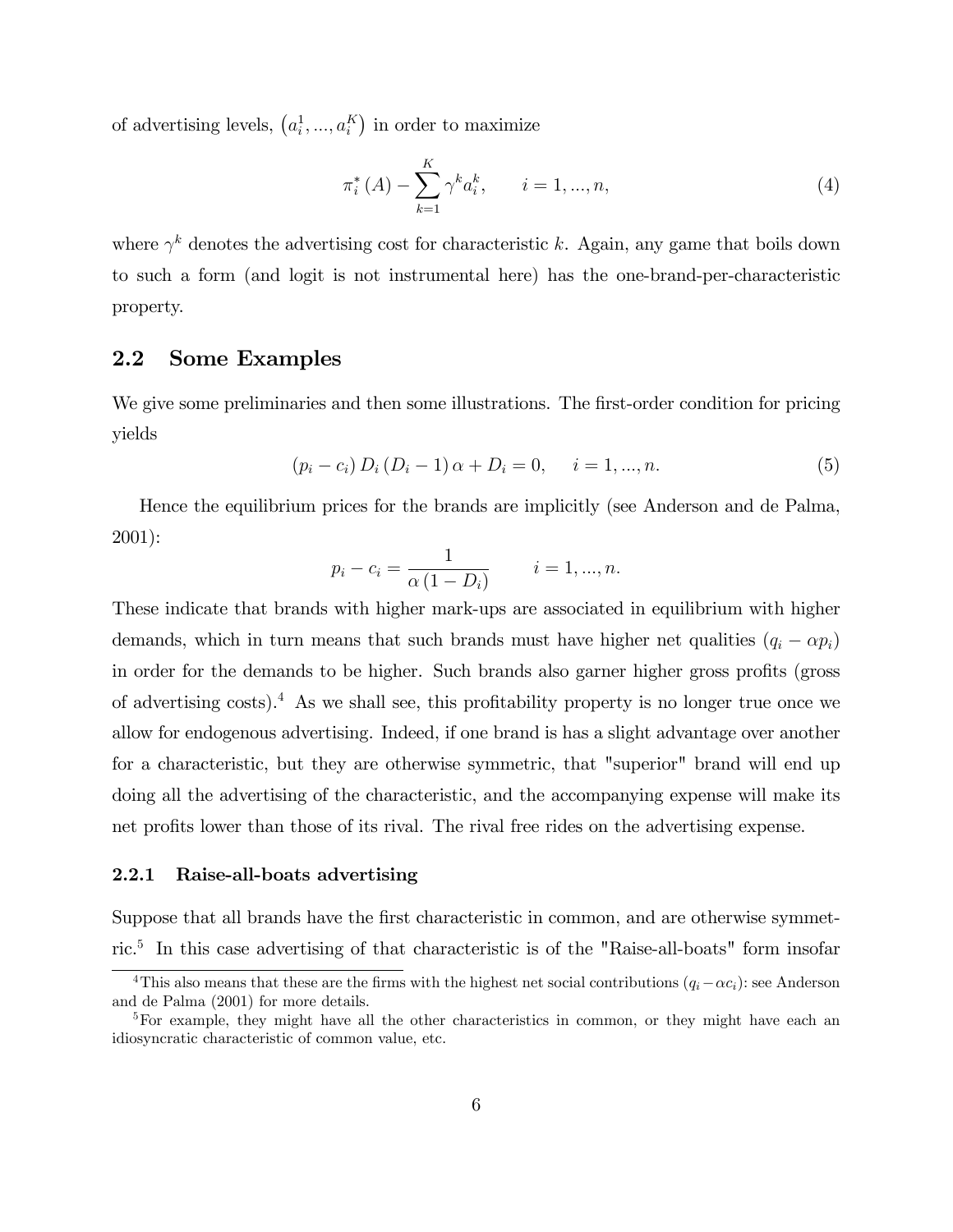of advertising levels, $\left(a_i^1, ..., a_i^K\right)$ in order to maximize

$$\pi_i^*(A) - \sum_{k=1}^{K} \gamma^k a_i^k, \qquad i = 1, ..., n, \tag{4}$$

where $\gamma^k$ denotes the advertising cost for characteristic $k$. Again, any game that boils down to such a form (and logit is not instrumental here) has the one-brand-per-characteristic property.

## 2.2 Some Examples

We give some preliminaries and then some illustrations. The first-order condition for pricing yields

$$(p_i - c_i) D_i (D_i - 1) \alpha + D_i = 0, \quad i = 1, ..., n. \tag{5}$$

Hence the equilibrium prices for the brands are implicitly (see Anderson and de Palma, 2001):

$$p_i - c_i = \frac{1}{\alpha (1 - D_i)} \qquad i = 1, ..., n.$$

These indicate that brands with higher mark-ups are associated in equilibrium with higher demands, which in turn means that such brands must have higher net qualities $(q_i - \alpha p_i)$ in order for the demands to be higher. Such brands also garner higher gross profits (gross of advertising costs).[4] As we shall see, this profitability property is no longer true once we allow for endogenous advertising. Indeed, if one brand is has a slight advantage over another for a characteristic, but they are otherwise symmetric, that "superior" brand will end up doing all the advertising of the characteristic, and the accompanying expense will make its net profits lower than those of its rival. The rival free rides on the advertising expense.

### 2.2.1 Raise-all-boats advertising

Suppose that all brands have the first characteristic in common, and are otherwise symmetric.[5] In this case advertising of that characteristic is of the "Raise-all-boats" form insofar

[4] This also means that these are the firms with the highest net social contributions $(q_i - \alpha c_i)$: see Anderson and de Palma (2001) for more details.

[5] For example, they might have all the other characteristics in common, or they might have each an idiosyncratic characteristic of common value, etc.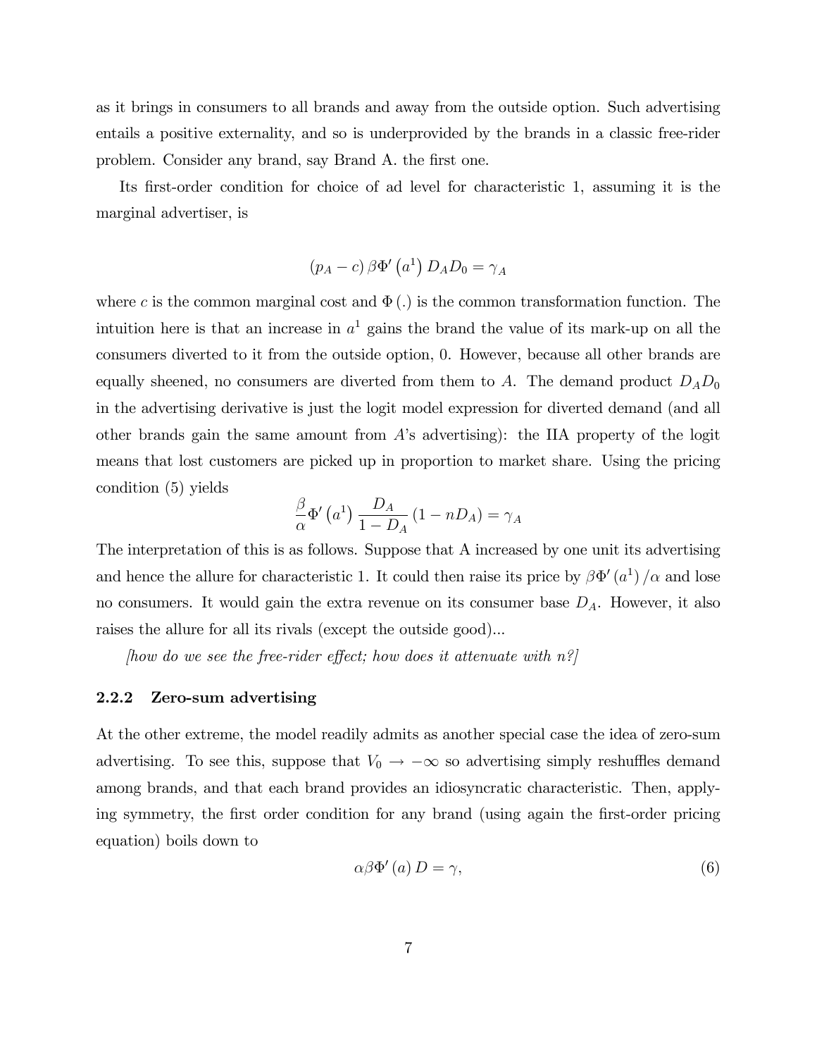as it brings in consumers to all brands and away from the outside option. Such advertising entails a positive externality, and so is underprovided by the brands in a classic free-rider problem. Consider any brand, say Brand A. the first one.

Its first-order condition for choice of ad level for characteristic 1, assuming it is the marginal advertiser, is

$$(p_A - c)\,\beta\Phi'\left(a^1\right)D_A D_0 = \gamma_A$$

where $c$ is the common marginal cost and $\Phi(.)$ is the common transformation function. The intuition here is that an increase in $a^1$ gains the brand the value of its mark-up on all the consumers diverted to it from the outside option, 0. However, because all other brands are equally sheened, no consumers are diverted from them to $A$. The demand product $D_A D_0$ in the advertising derivative is just the logit model expression for diverted demand (and all other brands gain the same amount from $A$'s advertising): the IIA property of the logit means that lost customers are picked up in proportion to market share. Using the pricing condition (5) yields

$$\frac{\beta}{\alpha}\Phi'\left(a^1\right)\frac{D_A}{1-D_A}\left(1-nD_A\right) = \gamma_A$$

The interpretation of this is as follows. Suppose that A increased by one unit its advertising and hence the allure for characteristic 1. It could then raise its price by $\beta\Phi'\left(a^1\right)/\alpha$ and lose no consumers. It would gain the extra revenue on its consumer base $D_A$. However, it also raises the allure for all its rivals (except the outside good)...

*[how do we see the free-rider effect; how does it attenuate with n?]*

### 2.2.2 Zero-sum advertising

At the other extreme, the model readily admits as another special case the idea of zero-sum advertising. To see this, suppose that $V_0 \to -\infty$ so advertising simply reshuffles demand among brands, and that each brand provides an idiosyncratic characteristic. Then, applying symmetry, the first order condition for any brand (using again the first-order pricing equation) boils down to

$$\alpha\beta\Phi'\left(a\right)D = \gamma, \tag{6}$$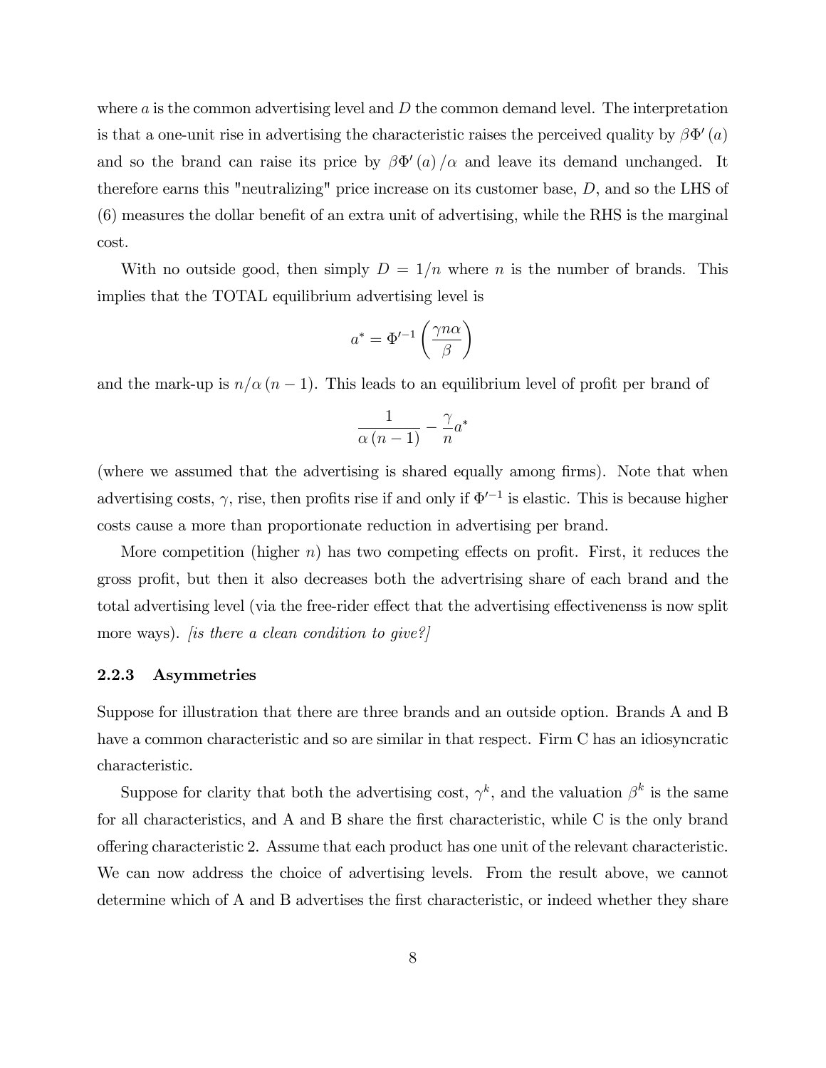where $a$ is the common advertising level and $D$ the common demand level. The interpretation is that a one-unit rise in advertising the characteristic raises the perceived quality by $\beta\Phi'(a)$ and so the brand can raise its price by $\beta\Phi'(a)/\alpha$ and leave its demand unchanged. It therefore earns this "neutralizing" price increase on its customer base, $D$, and so the LHS of (6) measures the dollar benefit of an extra unit of advertising, while the RHS is the marginal cost.

With no outside good, then simply $D = 1/n$ where $n$ is the number of brands. This implies that the TOTAL equilibrium advertising level is

$$a^* = \Phi'^{-1}\left(\frac{\gamma n \alpha}{\beta}\right)$$

and the mark-up is $n/\alpha(n-1)$. This leads to an equilibrium level of profit per brand of

$$\frac{1}{\alpha(n-1)} - \frac{\gamma}{n}a^*$$

(where we assumed that the advertising is shared equally among firms). Note that when advertising costs, $\gamma$, rise, then profits rise if and only if $\Phi'^{-1}$ is elastic. This is because higher costs cause a more than proportionate reduction in advertising per brand.

More competition (higher $n$) has two competing effects on profit. First, it reduces the gross profit, but then it also decreases both the advertrising share of each brand and the total advertising level (via the free-rider effect that the advertising effectivenenss is now split more ways). *[is there a clean condition to give?]*

### 2.2.3 Asymmetries

Suppose for illustration that there are three brands and an outside option. Brands A and B have a common characteristic and so are similar in that respect. Firm C has an idiosyncratic characteristic.

Suppose for clarity that both the advertising cost, $\gamma^k$, and the valuation $\beta^k$ is the same for all characteristics, and A and B share the first characteristic, while C is the only brand offering characteristic 2. Assume that each product has one unit of the relevant characteristic. We can now address the choice of advertising levels. From the result above, we cannot determine which of A and B advertises the first characteristic, or indeed whether they share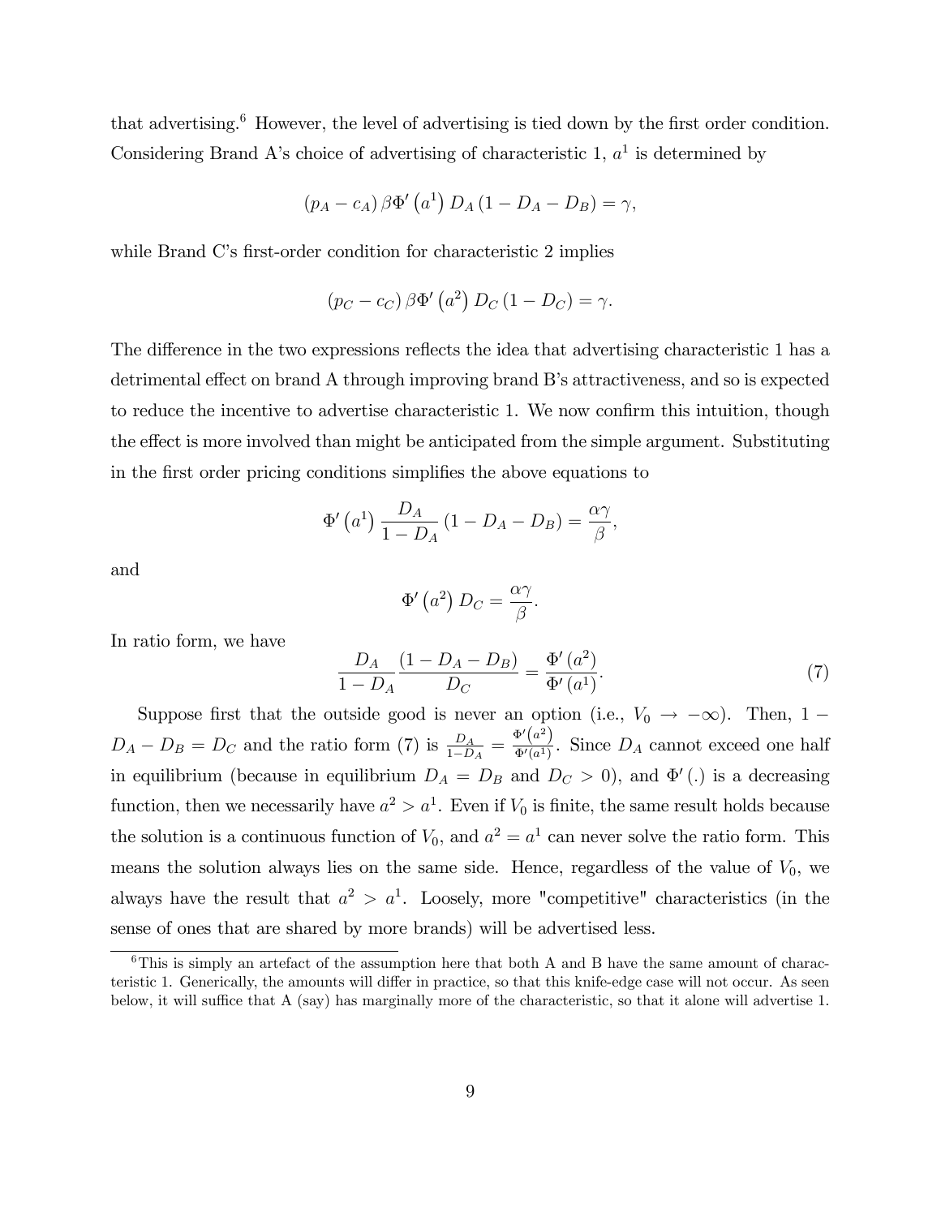that advertising.[6] However, the level of advertising is tied down by the first order condition. Considering Brand A's choice of advertising of characteristic 1, $a^1$ is determined by

$$(p_A - c_A)\,\beta\Phi'\left(a^1\right) D_A\left(1 - D_A - D_B\right) = \gamma,$$

while Brand C's first-order condition for characteristic 2 implies

$$(p_C - c_C)\,\beta\Phi'\left(a^2\right) D_C\left(1 - D_C\right) = \gamma.$$

The difference in the two expressions reflects the idea that advertising characteristic 1 has a detrimental effect on brand A through improving brand B's attractiveness, and so is expected to reduce the incentive to advertise characteristic 1. We now confirm this intuition, though the effect is more involved than might be anticipated from the simple argument. Substituting in the first order pricing conditions simplifies the above equations to

$$\Phi'\left(a^1\right)\frac{D_A}{1 - D_A}\left(1 - D_A - D_B\right) = \frac{\alpha\gamma}{\beta},$$

and

$$\Phi'\left(a^2\right) D_C = \frac{\alpha\gamma}{\beta}.$$

In ratio form, we have

$$\frac{D_A}{1 - D_A}\frac{\left(1 - D_A - D_B\right)}{D_C} = \frac{\Phi'\left(a^2\right)}{\Phi'\left(a^1\right)}. \tag{7}$$

Suppose first that the outside good is never an option (i.e., $V_0 \to -\infty$). Then, $1 - D_A - D_B = D_C$ and the ratio form (7) is $\frac{D_A}{1-D_A} = \frac{\Phi'\left(a^2\right)}{\Phi'\left(a^1\right)}$. Since $D_A$ cannot exceed one half in equilibrium (because in equilibrium $D_A = D_B$ and $D_C > 0$), and $\Phi'(.)$ is a decreasing function, then we necessarily have $a^2 > a^1$. Even if $V_0$ is finite, the same result holds because the solution is a continuous function of $V_0$, and $a^2 = a^1$ can never solve the ratio form. This means the solution always lies on the same side. Hence, regardless of the value of $V_0$, we always have the result that $a^2 > a^1$. Loosely, more "competitive" characteristics (in the sense of ones that are shared by more brands) will be advertised less.

[6] This is simply an artefact of the assumption here that both A and B have the same amount of characteristic 1. Generically, the amounts will differ in practice, so that this knife-edge case will not occur. As seen below, it will suffice that A (say) has marginally more of the characteristic, so that it alone will advertise 1.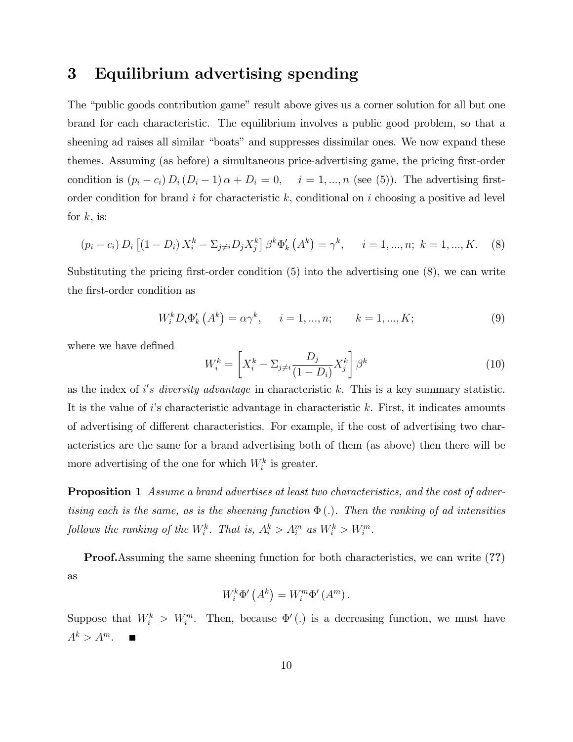## 3 Equilibrium advertising spending

The "public goods contribution game" result above gives us a corner solution for all but one brand for each characteristic. The equilibrium involves a public good problem, so that a sheening ad raises all similar "boats" and suppresses dissimilar ones. We now expand these themes. Assuming (as before) a simultaneous price-advertising game, the pricing first-order condition is $(p_i - c_i) D_i (D_i - 1) \alpha + D_i = 0, \quad i = 1, ..., n$ (see (5)). The advertising first-order condition for brand $i$ for characteristic $k$, conditional on $i$ choosing a positive ad level for $k$, is:

$$(p_i - c_i) D_i \left[ (1 - D_i) X_i^k - \Sigma_{j \neq i} D_j X_j^k \right] \beta^k \Phi_k' \left( A^k \right) = \gamma^k, \qquad i = 1, ..., n;\ k = 1, ..., K. \quad (8)$$

Substituting the pricing first-order condition (5) into the advertising one (8), we can write the first-order condition as

$$W_i^k D_i \Phi_k' \left( A^k \right) = \alpha \gamma^k, \qquad i = 1, ..., n; \qquad k = 1, ..., K; \quad (9)$$

where we have defined

$$W_i^k = \left[ X_i^k - \Sigma_{j \neq i} \frac{D_j}{(1 - D_i)} X_j^k \right] \beta^k \quad (10)$$

as the index of *$i$'s diversity advantage* in characteristic $k$. This is a key summary statistic. It is the value of $i$'s characteristic advantage in characteristic $k$. First, it indicates amounts of advertising of different characteristics. For example, if the cost of advertising two characteristics are the same for a brand advertising both of them (as above) then there will be more advertising of the one for which $W_i^k$ is greater.

**Proposition 1** *Assume a brand advertises at least two characteristics, and the cost of advertising each is the same, as is the sheening function $\Phi(.)$. Then the ranking of ad intensities follows the ranking of the $W_i^k$. That is, $A_i^k > A_i^m$ as $W_i^k > W_i^m$.*

**Proof.** Assuming the same sheening function for both characteristics, we can write (**??**) as

$$W_i^k \Phi' \left( A^k \right) = W_i^m \Phi' \left( A^m \right).$$

Suppose that $W_i^k > W_i^m$. Then, because $\Phi'(.)$ is a decreasing function, we must have $A^k > A^m$. ■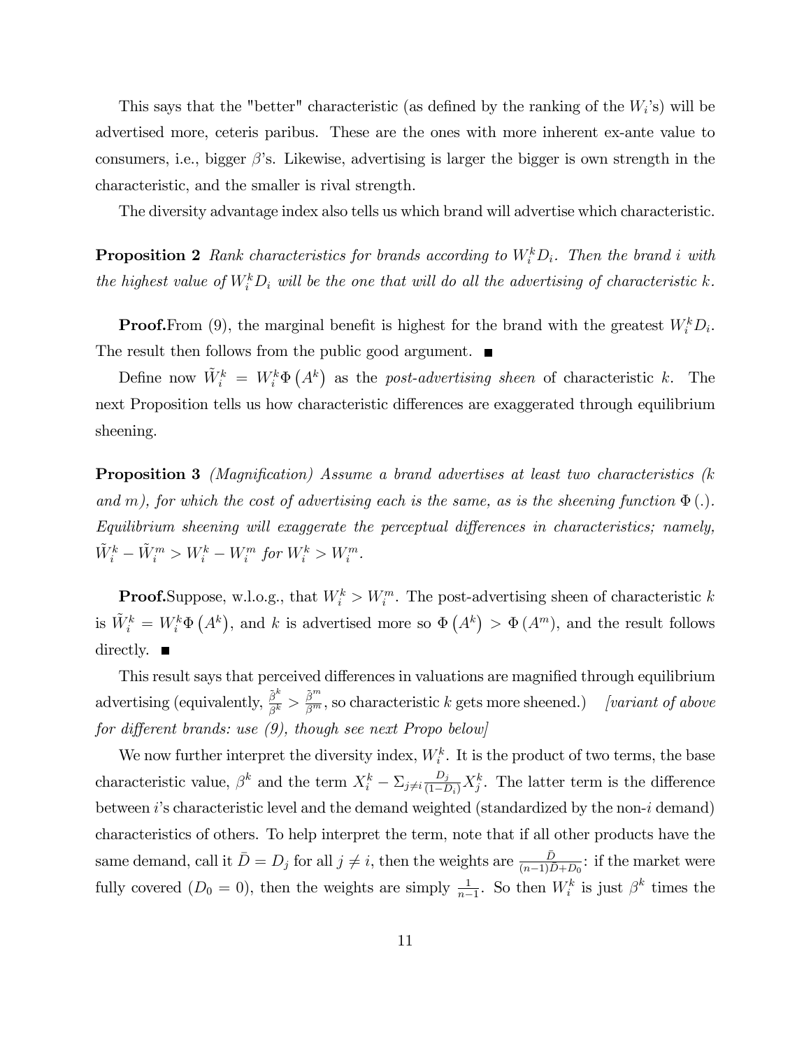This says that the "better" characteristic (as defined by the ranking of the $W_i$'s) will be advertised more, ceteris paribus. These are the ones with more inherent ex-ante value to consumers, i.e., bigger $\beta$'s. Likewise, advertising is larger the bigger is own strength in the characteristic, and the smaller is rival strength.

The diversity advantage index also tells us which brand will advertise which characteristic.

**Proposition 2** *Rank characteristics for brands according to $W_i^k D_i$. Then the brand $i$ with the highest value of $W_i^k D_i$ will be the one that will do all the advertising of characteristic $k$.*

**Proof.** From (9), the marginal benefit is highest for the brand with the greatest $W_i^k D_i$. The result then follows from the public good argument. ■

Define now $\tilde{W}_i^k = W_i^k \Phi\left(A^k\right)$ as the *post-advertising sheen* of characteristic $k$. The next Proposition tells us how characteristic differences are exaggerated through equilibrium sheening.

**Proposition 3** *(Magnification) Assume a brand advertises at least two characteristics ($k$ and $m$), for which the cost of advertising each is the same, as is the sheening function $\Phi(.)$. Equilibrium sheening will exaggerate the perceptual differences in characteristics; namely, $\tilde{W}_i^k - \tilde{W}_i^m > W_i^k - W_i^m$ for $W_i^k > W_i^m$.*

**Proof.** Suppose, w.l.o.g., that $W_i^k > W_i^m$. The post-advertising sheen of characteristic $k$ is $\tilde{W}_i^k = W_i^k \Phi\left(A^k\right)$, and $k$ is advertised more so $\Phi\left(A^k\right) > \Phi\left(A^m\right)$, and the result follows directly. ■

This result says that perceived differences in valuations are magnified through equilibrium advertising (equivalently, $\frac{\tilde{\beta}^k}{\beta^k} > \frac{\tilde{\beta}^m}{\beta^m}$, so characteristic $k$ gets more sheened.) *[variant of above for different brands: use (9), though see next Propo below]*

We now further interpret the diversity index, $W_i^k$. It is the product of two terms, the base characteristic value, $\beta^k$ and the term $X_i^k - \Sigma_{j \neq i} \frac{D_j}{(1-D_i)} X_j^k$. The latter term is the difference between $i$'s characteristic level and the demand weighted (standardized by the non-$i$ demand) characteristics of others. To help interpret the term, note that if all other products have the same demand, call it $\bar{D} = D_j$ for all $j \neq i$, then the weights are $\frac{\bar{D}}{(n-1)\bar{D}+D_0}$: if the market were fully covered ($D_0 = 0$), then the weights are simply $\frac{1}{n-1}$. So then $W_i^k$ is just $\beta^k$ times the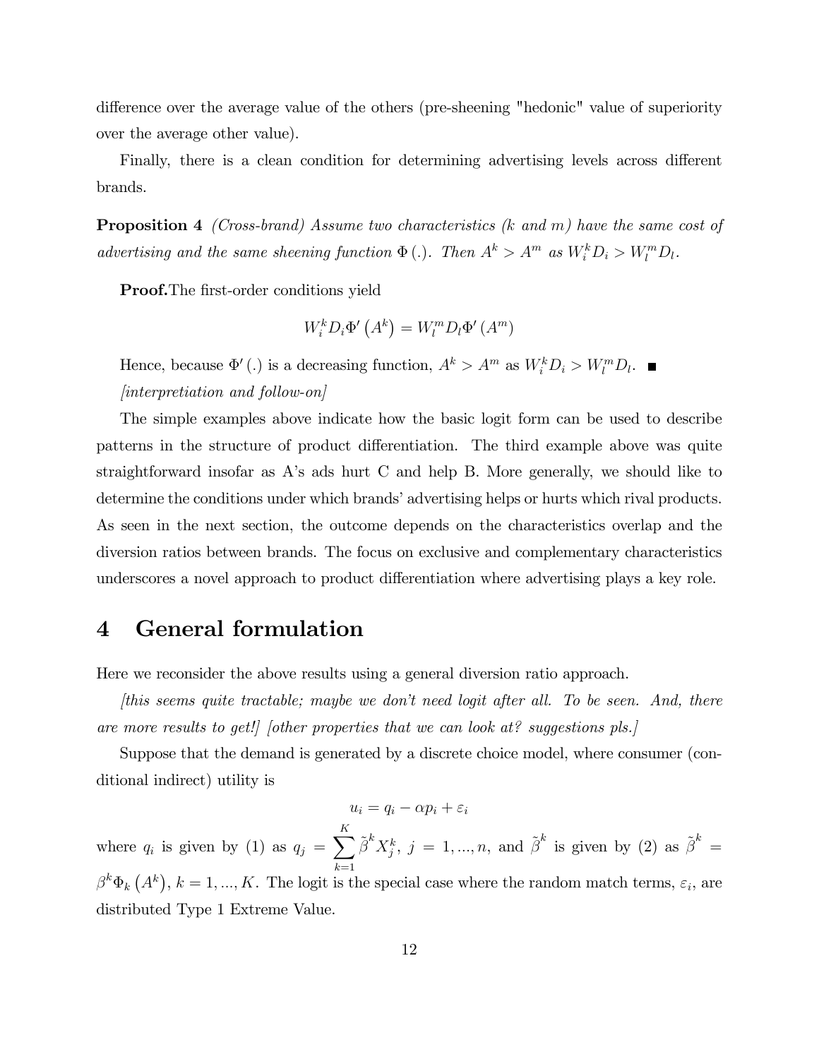difference over the average value of the others (pre-sheening "hedonic" value of superiority over the average other value).

Finally, there is a clean condition for determining advertising levels across different brands.

**Proposition 4** *(Cross-brand) Assume two characteristics (k and m) have the same cost of advertising and the same sheening function* $\Phi(.)$. *Then* $A^k > A^m$ *as* $W_i^k D_i > W_l^m D_l$.

**Proof.** The first-order conditions yield

$$W_i^k D_i \Phi'\left(A^k\right) = W_l^m D_l \Phi'\left(A^m\right)$$

Hence, because $\Phi'(.)$ is a decreasing function, $A^k > A^m$ as $W_i^k D_i > W_l^m D_l$. ∎

*[interpretiation and follow-on]*

The simple examples above indicate how the basic logit form can be used to describe patterns in the structure of product differentiation. The third example above was quite straightforward insofar as A's ads hurt C and help B. More generally, we should like to determine the conditions under which brands' advertising helps or hurts which rival products. As seen in the next section, the outcome depends on the characteristics overlap and the diversion ratios between brands. The focus on exclusive and complementary characteristics underscores a novel approach to product differentiation where advertising plays a key role.

# 4 General formulation

Here we reconsider the above results using a general diversion ratio approach.

*[this seems quite tractable; maybe we don't need logit after all. To be seen. And, there are more results to get!] [other properties that we can look at? suggestions pls.]*

Suppose that the demand is generated by a discrete choice model, where consumer (conditional indirect) utility is

$$u_i = q_i - \alpha p_i + \varepsilon_i$$

where $q_i$ is given by (1) as $q_j = \sum_{k=1}^{K} \tilde{\beta}^k X_j^k$, $j = 1, ..., n$, and $\tilde{\beta}^k$ is given by (2) as $\tilde{\beta}^k = \beta^k \Phi_k\left(A^k\right)$, $k = 1, ..., K$. The logit is the special case where the random match terms, $\varepsilon_i$, are distributed Type 1 Extreme Value.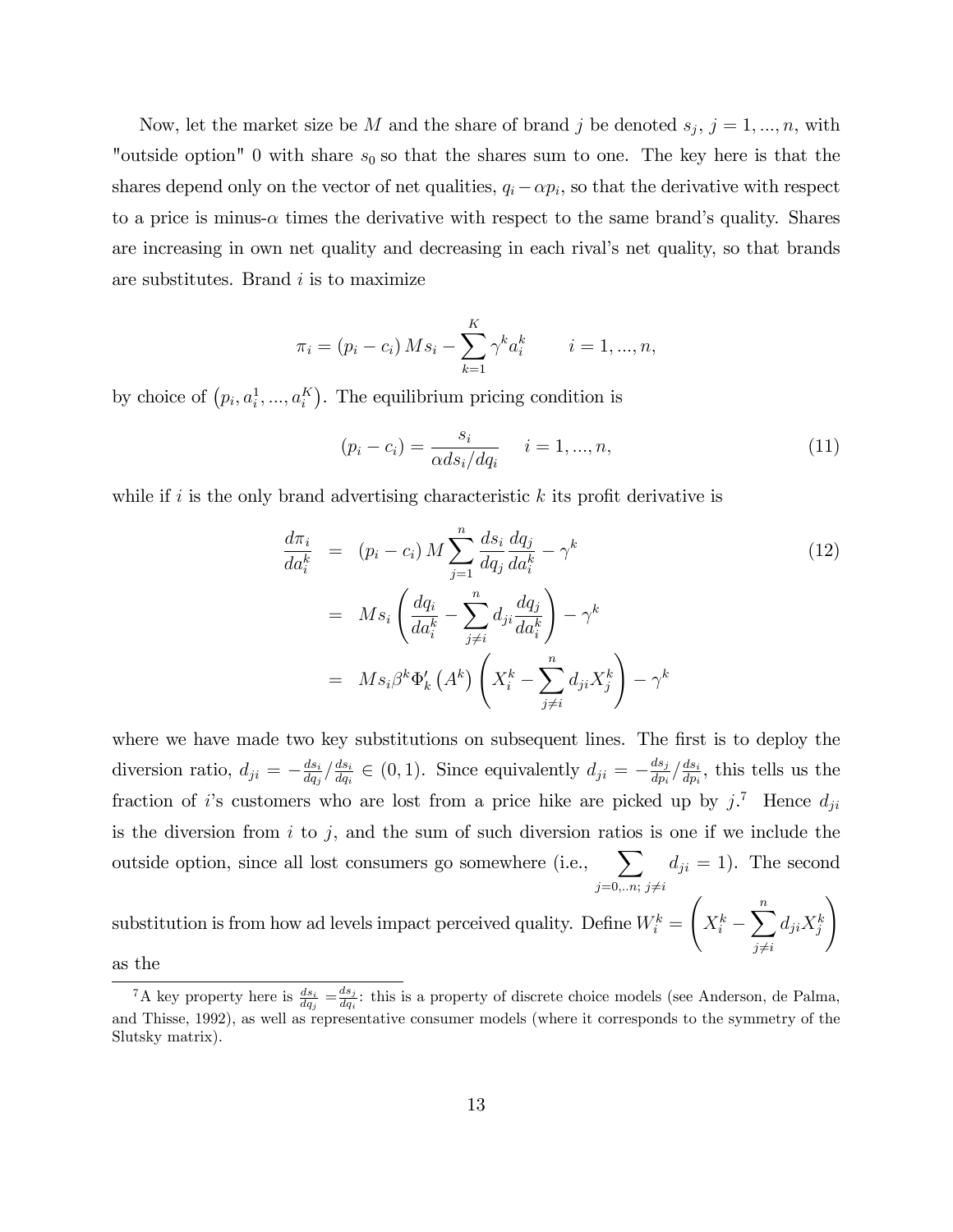Now, let the market size be $M$ and the share of brand $j$ be denoted $s_j$, $j = 1, ..., n$, with "outside option" 0 with share $s_0$ so that the shares sum to one. The key here is that the shares depend only on the vector of net qualities, $q_i - \alpha p_i$, so that the derivative with respect to a price is minus-$\alpha$ times the derivative with respect to the same brand's quality. Shares are increasing in own net quality and decreasing in each rival's net quality, so that brands are substitutes. Brand $i$ is to maximize

$$\pi_i = (p_i - c_i) M s_i - \sum_{k=1}^{K} \gamma^k a_i^k \qquad i = 1, ..., n,$$

by choice of $\left(p_i, a_i^1, ..., a_i^K\right)$. The equilibrium pricing condition is

$$(p_i - c_i) = \frac{s_i}{\alpha ds_i/dq_i} \quad i = 1, ..., n, \tag{11}$$

while if $i$ is the only brand advertising characteristic $k$ its profit derivative is

$$\begin{aligned} \frac{d\pi_i}{da_i^k} &= (p_i - c_i) M \sum_{j=1}^{n} \frac{ds_i}{dq_j} \frac{dq_j}{da_i^k} - \gamma^k \\ &= M s_i \left( \frac{dq_i}{da_i^k} - \sum_{j \neq i}^{n} d_{ji} \frac{dq_j}{da_i^k} \right) - \gamma^k \\ &= M s_i \beta^k \Phi_k' \left(A^k\right) \left( X_i^k - \sum_{j \neq i}^{n} d_{ji} X_j^k \right) - \gamma^k \end{aligned} \tag{12}$$

where we have made two key substitutions on subsequent lines. The first is to deploy the diversion ratio, $d_{ji} = -\frac{ds_i}{dq_j} / \frac{ds_i}{dq_i} \in (0, 1)$. Since equivalently $d_{ji} = -\frac{ds_j}{dp_i} / \frac{ds_i}{dp_i}$, this tells us the fraction of $i$'s customers who are lost from a price hike are picked up by $j$.[7] Hence $d_{ji}$ is the diversion from $i$ to $j$, and the sum of such diversion ratios is one if we include the outside option, since all lost consumers go somewhere (i.e., $\sum_{j=0,..n;\, j \neq i} d_{ji} = 1$). The second substitution is from how ad levels impact perceived quality. Define $W_i^k = \left( X_i^k - \sum_{j \neq i}^{n} d_{ji} X_j^k \right)$ as the

[7] A key property here is $\frac{ds_i}{dq_j} = \frac{ds_j}{dq_i}$: this is a property of discrete choice models (see Anderson, de Palma, and Thisse, 1992), as well as representative consumer models (where it corresponds to the symmetry of the Slutsky matrix).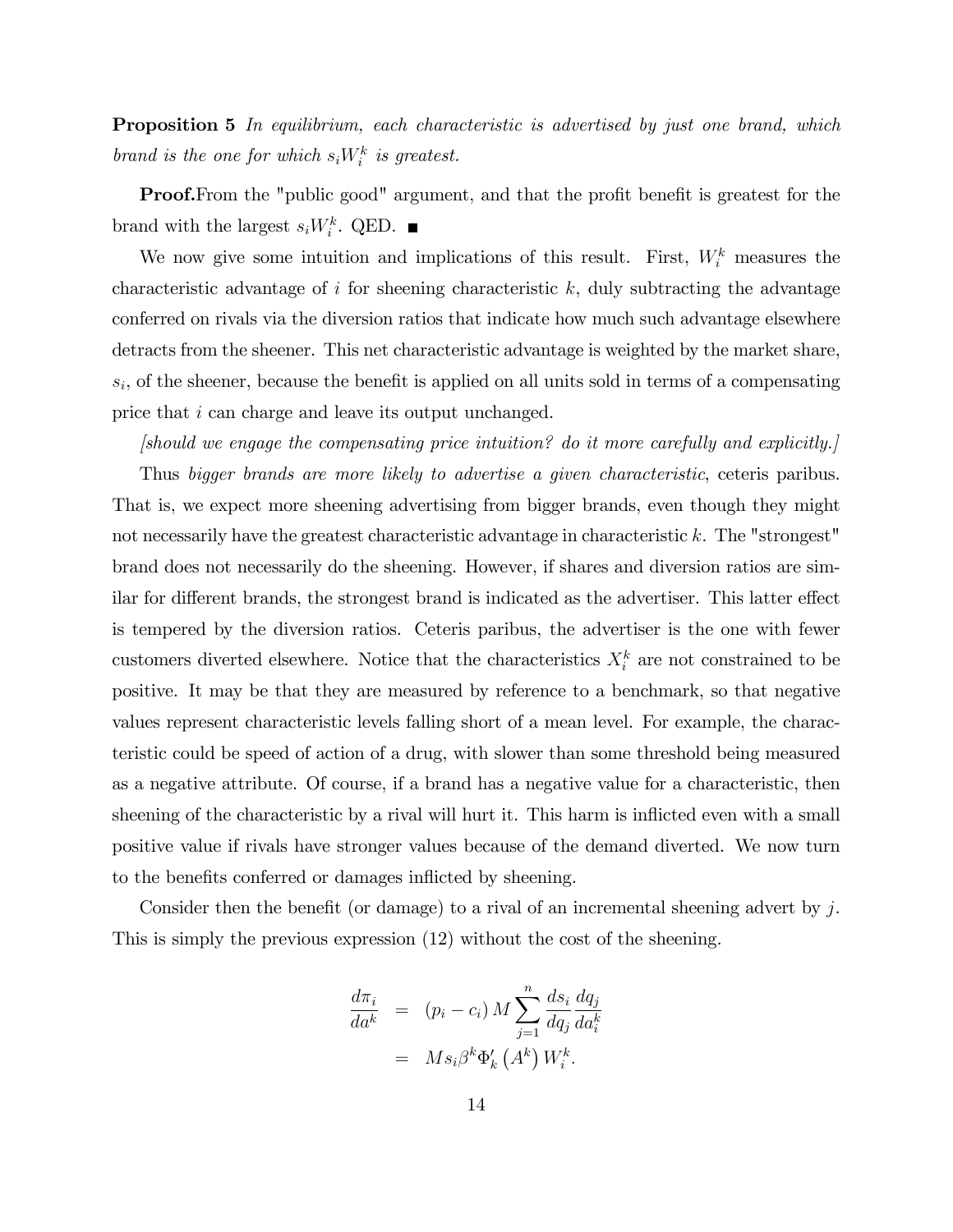**Proposition 5** *In equilibrium, each characteristic is advertised by just one brand, which brand is the one for which $s_i W_i^k$ is greatest.*

**Proof.** From the "public good" argument, and that the profit benefit is greatest for the brand with the largest $s_i W_i^k$. QED. ■

We now give some intuition and implications of this result. First, $W_i^k$ measures the characteristic advantage of $i$ for sheening characteristic $k$, duly subtracting the advantage conferred on rivals via the diversion ratios that indicate how much such advantage elsewhere detracts from the sheener. This net characteristic advantage is weighted by the market share, $s_i$, of the sheener, because the benefit is applied on all units sold in terms of a compensating price that $i$ can charge and leave its output unchanged.

*[should we engage the compensating price intuition? do it more carefully and explicitly.]*

Thus *bigger brands are more likely to advertise a given characteristic*, ceteris paribus. That is, we expect more sheening advertising from bigger brands, even though they might not necessarily have the greatest characteristic advantage in characteristic $k$. The "strongest" brand does not necessarily do the sheening. However, if shares and diversion ratios are similar for different brands, the strongest brand is indicated as the advertiser. This latter effect is tempered by the diversion ratios. Ceteris paribus, the advertiser is the one with fewer customers diverted elsewhere. Notice that the characteristics $X_i^k$ are not constrained to be positive. It may be that they are measured by reference to a benchmark, so that negative values represent characteristic levels falling short of a mean level. For example, the characteristic could be speed of action of a drug, with slower than some threshold being measured as a negative attribute. Of course, if a brand has a negative value for a characteristic, then sheening of the characteristic by a rival will hurt it. This harm is inflicted even with a small positive value if rivals have stronger values because of the demand diverted. We now turn to the benefits conferred or damages inflicted by sheening.

Consider then the benefit (or damage) to a rival of an incremental sheening advert by $j$. This is simply the previous expression (12) without the cost of the sheening.

$$
\begin{aligned}
\frac{d\pi_i}{da^k} &= (p_i - c_i) M \sum_{j=1}^{n} \frac{ds_i}{dq_j} \frac{dq_j}{da_i^k} \\
&= M s_i \beta^k \Phi_k' \left(A^k\right) W_i^k.
\end{aligned}
$$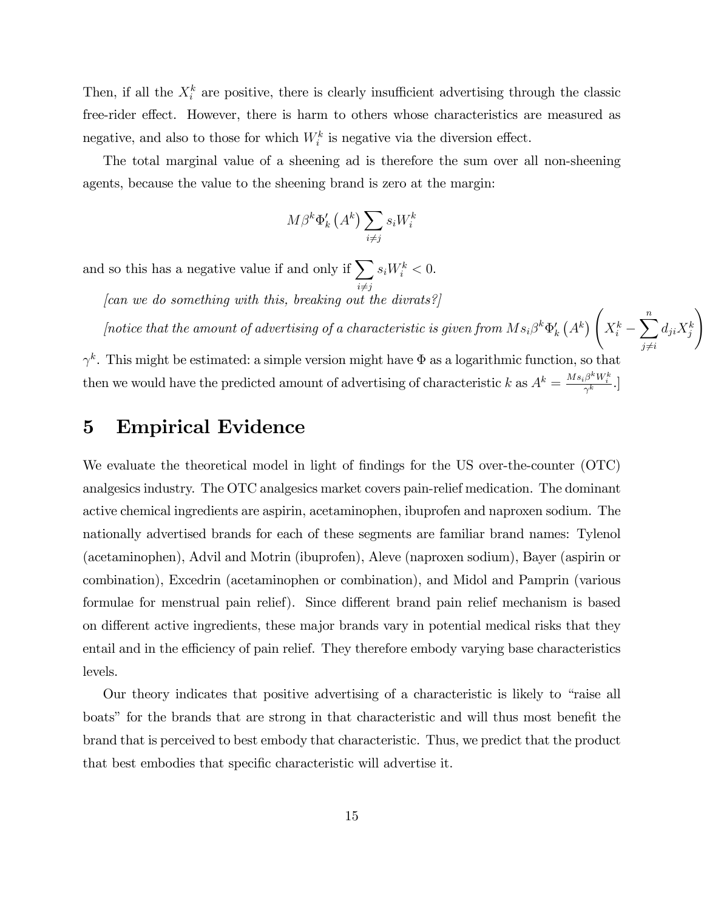Then, if all the $X_i^k$ are positive, there is clearly insufficient advertising through the classic free-rider effect. However, there is harm to others whose characteristics are measured as negative, and also to those for which $W_i^k$ is negative via the diversion effect.

The total marginal value of a sheening ad is therefore the sum over all non-sheening agents, because the value to the sheening brand is zero at the margin:

$$M\beta^k \Phi_k' \left(A^k\right) \sum_{i \neq j} s_i W_i^k$$

and so this has a negative value if and only if $\sum_{i \neq j} s_i W_i^k < 0$.

*[can we do something with this, breaking out the divrats?]*

*[notice that the amount of advertising of a characteristic is given from* $M s_i \beta^k \Phi_k' \left(A^k\right) \left( X_i^k - \sum_{j \neq i}^{n} d_{ji} X_j^k \right) \gamma^k$. This might be estimated: a simple version might have $\Phi$ as a logarithmic function, so that then we would have the predicted amount of advertising of characteristic $k$ as $A^k = \frac{M s_i \beta^k W_i^k}{\gamma^k}$.]

# 5 Empirical Evidence

We evaluate the theoretical model in light of findings for the US over-the-counter (OTC) analgesics industry. The OTC analgesics market covers pain-relief medication. The dominant active chemical ingredients are aspirin, acetaminophen, ibuprofen and naproxen sodium. The nationally advertised brands for each of these segments are familiar brand names: Tylenol (acetaminophen), Advil and Motrin (ibuprofen), Aleve (naproxen sodium), Bayer (aspirin or combination), Excedrin (acetaminophen or combination), and Midol and Pamprin (various formulae for menstrual pain relief). Since different brand pain relief mechanism is based on different active ingredients, these major brands vary in potential medical risks that they entail and in the efficiency of pain relief. They therefore embody varying base characteristics levels.

Our theory indicates that positive advertising of a characteristic is likely to "raise all boats" for the brands that are strong in that characteristic and will thus most benefit the brand that is perceived to best embody that characteristic. Thus, we predict that the product that best embodies that specific characteristic will advertise it.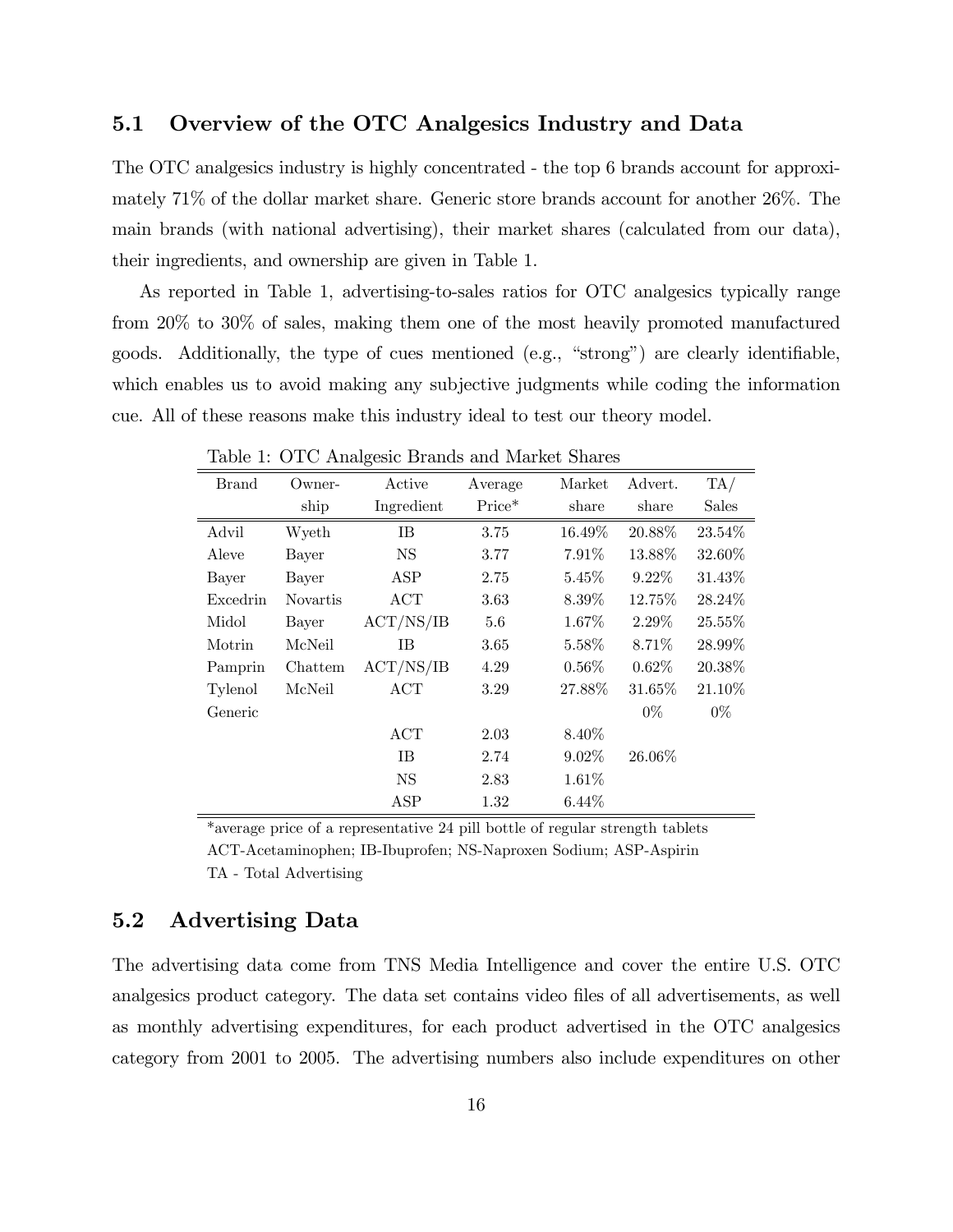### 5.1 Overview of the OTC Analgesics Industry and Data

The OTC analgesics industry is highly concentrated - the top 6 brands account for approximately 71% of the dollar market share. Generic store brands account for another 26%. The main brands (with national advertising), their market shares (calculated from our data), their ingredients, and ownership are given in Table 1.

As reported in Table 1, advertising-to-sales ratios for OTC analgesics typically range from 20% to 30% of sales, making them one of the most heavily promoted manufactured goods. Additionally, the type of cues mentioned (e.g., "strong") are clearly identifiable, which enables us to avoid making any subjective judgments while coding the information cue. All of these reasons make this industry ideal to test our theory model.

Table 1: OTC Analgesic Brands and Market Shares

| Brand | Ownership | Active Ingredient | Average Price* | Market share | Advert. share | TA/ Sales |
|---|---|---|---|---|---|---|
| Advil | Wyeth | IB | 3.75 | 16.49% | 20.88% | 23.54% |
| Aleve | Bayer | NS | 3.77 | 7.91% | 13.88% | 32.60% |
| Bayer | Bayer | ASP | 2.75 | 5.45% | 9.22% | 31.43% |
| Excedrin | Novartis | ACT | 3.63 | 8.39% | 12.75% | 28.24% |
| Midol | Bayer | ACT/NS/IB | 5.6 | 1.67% | 2.29% | 25.55% |
| Motrin | McNeil | IB | 3.65 | 5.58% | 8.71% | 28.99% |
| Pamprin | Chattem | ACT/NS/IB | 4.29 | 0.56% | 0.62% | 20.38% |
| Tylenol | McNeil | ACT | 3.29 | 27.88% | 31.65% | 21.10% |
| Generic | | | | | 0% | 0% |
| | | ACT | 2.03 | 8.40% | | |
| | | IB | 2.74 | 9.02% | 26.06% | |
| | | NS | 2.83 | 1.61% | | |
| | | ASP | 1.32 | 6.44% | | |

*average price of a representative 24 pill bottle of regular strength tablets
ACT-Acetaminophen; IB-Ibuprofen; NS-Naproxen Sodium; ASP-Aspirin
TA - Total Advertising

### 5.2 Advertising Data

The advertising data come from TNS Media Intelligence and cover the entire U.S. OTC analgesics product category. The data set contains video files of all advertisements, as well as monthly advertising expenditures, for each product advertised in the OTC analgesics category from 2001 to 2005. The advertising numbers also include expenditures on other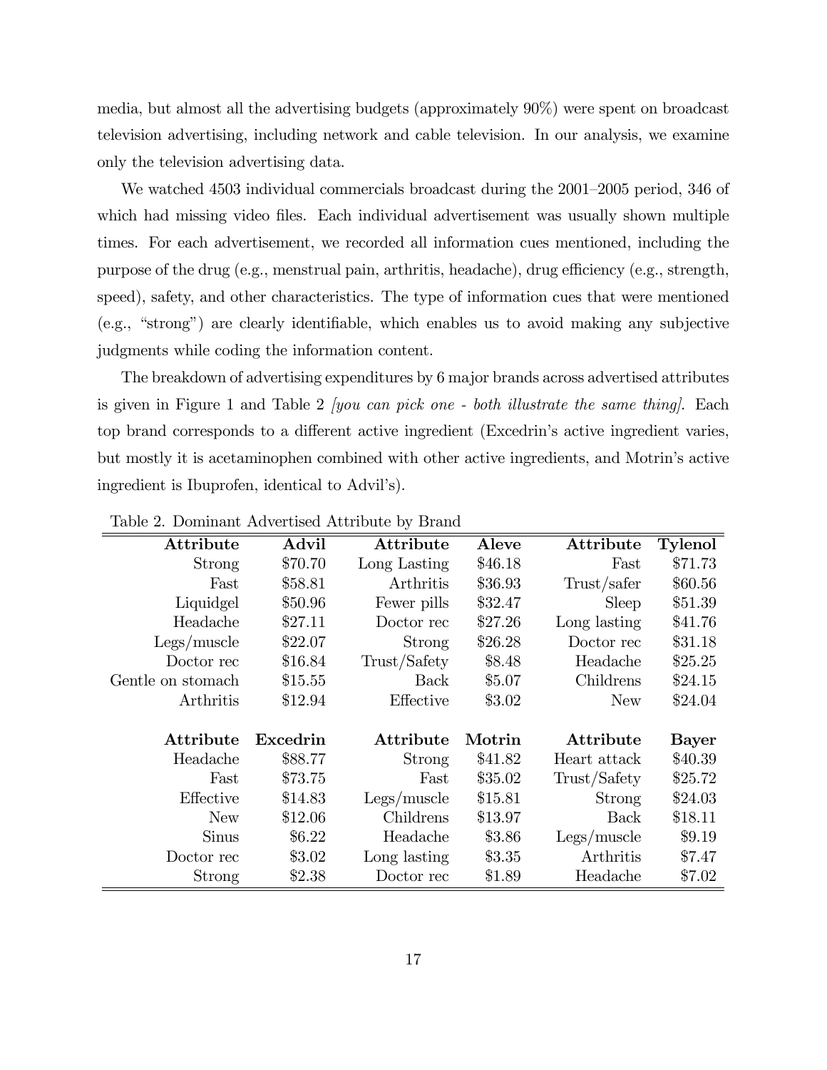media, but almost all the advertising budgets (approximately 90%) were spent on broadcast television advertising, including network and cable television. In our analysis, we examine only the television advertising data.

We watched 4503 individual commercials broadcast during the 2001–2005 period, 346 of which had missing video files. Each individual advertisement was usually shown multiple times. For each advertisement, we recorded all information cues mentioned, including the purpose of the drug (e.g., menstrual pain, arthritis, headache), drug efficiency (e.g., strength, speed), safety, and other characteristics. The type of information cues that were mentioned (e.g., "strong") are clearly identifiable, which enables us to avoid making any subjective judgments while coding the information content.

The breakdown of advertising expenditures by 6 major brands across advertised attributes is given in Figure 1 and Table 2 *[you can pick one - both illustrate the same thing]*. Each top brand corresponds to a different active ingredient (Excedrin's active ingredient varies, but mostly it is acetaminophen combined with other active ingredients, and Motrin's active ingredient is Ibuprofen, identical to Advil's).

Table 2. Dominant Advertised Attribute by Brand

| **Attribute** | **Advil** | **Attribute** | **Aleve** | **Attribute** | **Tylenol** |
|---|---|---|---|---|---|
| Strong | \$70.70 | Long Lasting | \$46.18 | Fast | \$71.73 |
| Fast | \$58.81 | Arthritis | \$36.93 | Trust/safer | \$60.56 |
| Liquidgel | \$50.96 | Fewer pills | \$32.47 | Sleep | \$51.39 |
| Headache | \$27.11 | Doctor rec | \$27.26 | Long lasting | \$41.76 |
| Legs/muscle | \$22.07 | Strong | \$26.28 | Doctor rec | \$31.18 |
| Doctor rec | \$16.84 | Trust/Safety | \$8.48 | Headache | \$25.25 |
| Gentle on stomach | \$15.55 | Back | \$5.07 | Childrens | \$24.15 |
| Arthritis | \$12.94 | Effective | \$3.02 | New | \$24.04 |
| | | | | | |
| **Attribute** | **Excedrin** | **Attribute** | **Motrin** | **Attribute** | **Bayer** |
| Headache | \$88.77 | Strong | \$41.82 | Heart attack | \$40.39 |
| Fast | \$73.75 | Fast | \$35.02 | Trust/Safety | \$25.72 |
| Effective | \$14.83 | Legs/muscle | \$15.81 | Strong | \$24.03 |
| New | \$12.06 | Childrens | \$13.97 | Back | \$18.11 |
| Sinus | \$6.22 | Headache | \$3.86 | Legs/muscle | \$9.19 |
| Doctor rec | \$3.02 | Long lasting | \$3.35 | Arthritis | \$7.47 |
| Strong | \$2.38 | Doctor rec | \$1.89 | Headache | \$7.02 |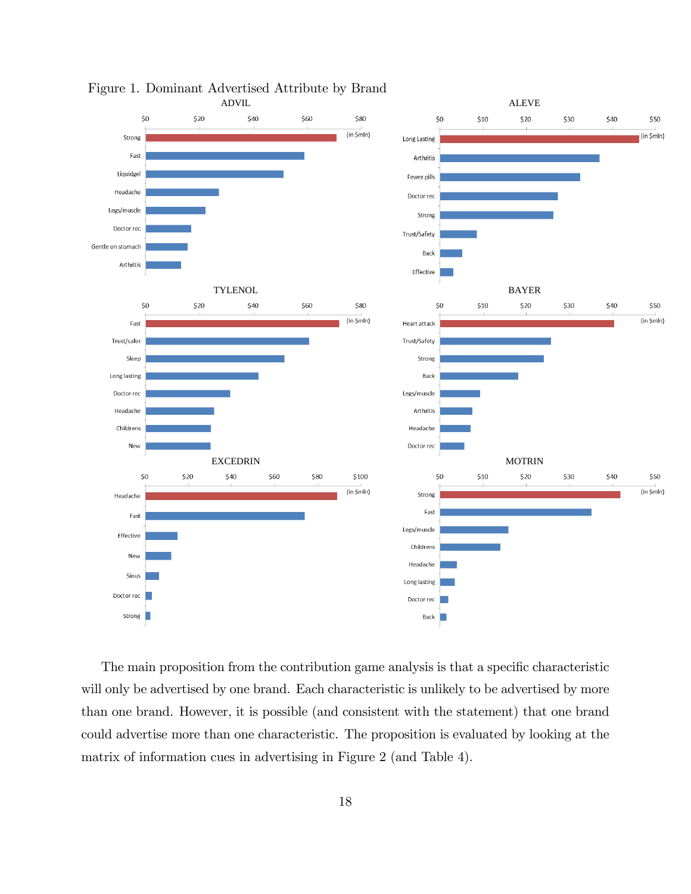Figure 1. Dominant Advertised Attribute by Brand

The main proposition from the contribution game analysis is that a specific characteristic will only be advertised by one brand. Each characteristic is unlikely to be advertised by more than one brand. However, it is possible (and consistent with the statement) that one brand could advertise more than one characteristic. The proposition is evaluated by looking at the matrix of information cues in advertising in Figure 2 (and Table 4).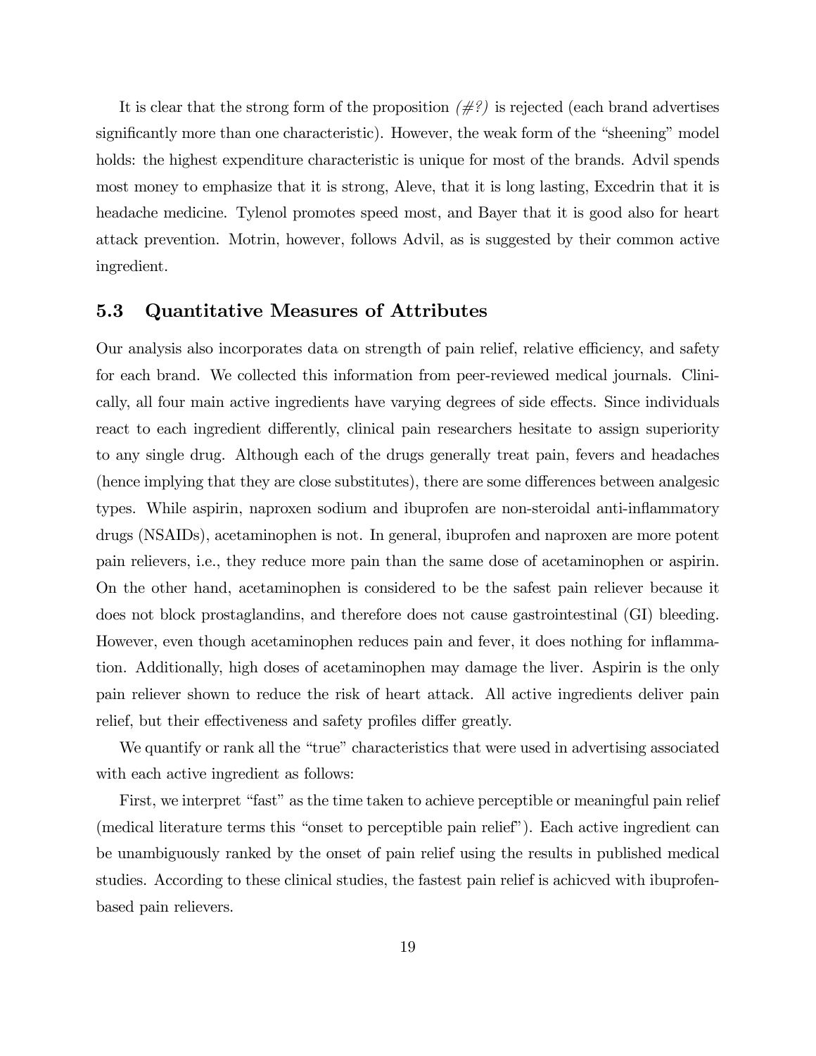It is clear that the strong form of the proposition *(#?)* is rejected (each brand advertises significantly more than one characteristic). However, the weak form of the "sheening" model holds: the highest expenditure characteristic is unique for most of the brands. Advil spends most money to emphasize that it is strong, Aleve, that it is long lasting, Excedrin that it is headache medicine. Tylenol promotes speed most, and Bayer that it is good also for heart attack prevention. Motrin, however, follows Advil, as is suggested by their common active ingredient.

## 5.3 Quantitative Measures of Attributes

Our analysis also incorporates data on strength of pain relief, relative efficiency, and safety for each brand. We collected this information from peer-reviewed medical journals. Clinically, all four main active ingredients have varying degrees of side effects. Since individuals react to each ingredient differently, clinical pain researchers hesitate to assign superiority to any single drug. Although each of the drugs generally treat pain, fevers and headaches (hence implying that they are close substitutes), there are some differences between analgesic types. While aspirin, naproxen sodium and ibuprofen are non-steroidal anti-inflammatory drugs (NSAIDs), acetaminophen is not. In general, ibuprofen and naproxen are more potent pain relievers, i.e., they reduce more pain than the same dose of acetaminophen or aspirin. On the other hand, acetaminophen is considered to be the safest pain reliever because it does not block prostaglandins, and therefore does not cause gastrointestinal (GI) bleeding. However, even though acetaminophen reduces pain and fever, it does nothing for inflammation. Additionally, high doses of acetaminophen may damage the liver. Aspirin is the only pain reliever shown to reduce the risk of heart attack. All active ingredients deliver pain relief, but their effectiveness and safety profiles differ greatly.

We quantify or rank all the "true" characteristics that were used in advertising associated with each active ingredient as follows:

First, we interpret "fast" as the time taken to achieve perceptible or meaningful pain relief (medical literature terms this "onset to perceptible pain relief"). Each active ingredient can be unambiguously ranked by the onset of pain relief using the results in published medical studies. According to these clinical studies, the fastest pain relief is achicved with ibuprofen-based pain relievers.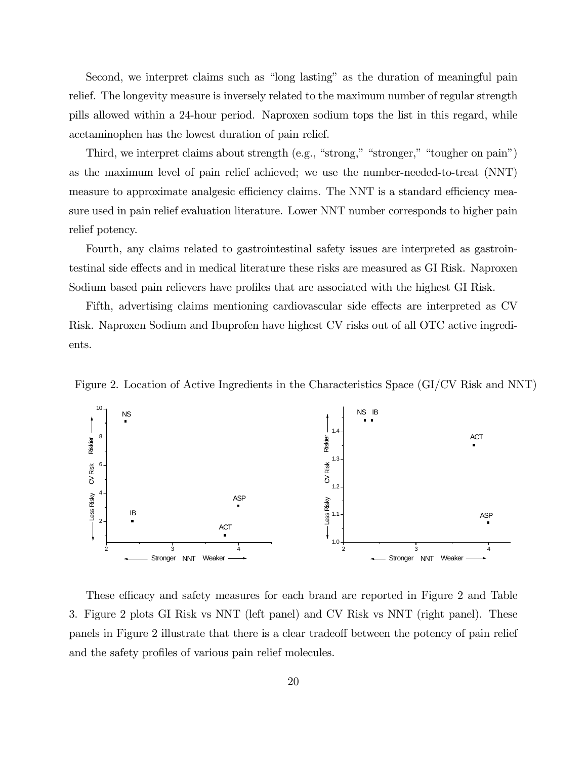Second, we interpret claims such as "long lasting" as the duration of meaningful pain relief. The longevity measure is inversely related to the maximum number of regular strength pills allowed within a 24-hour period. Naproxen sodium tops the list in this regard, while acetaminophen has the lowest duration of pain relief.

Third, we interpret claims about strength (e.g., "strong," "stronger," "tougher on pain") as the maximum level of pain relief achieved; we use the number-needed-to-treat (NNT) measure to approximate analgesic efficiency claims. The NNT is a standard efficiency measure used in pain relief evaluation literature. Lower NNT number corresponds to higher pain relief potency.

Fourth, any claims related to gastrointestinal safety issues are interpreted as gastrointestinal side effects and in medical literature these risks are measured as GI Risk. Naproxen Sodium based pain relievers have profiles that are associated with the highest GI Risk.

Fifth, advertising claims mentioning cardiovascular side effects are interpreted as CV Risk. Naproxen Sodium and Ibuprofen have highest CV risks out of all OTC active ingredients.

Figure 2. Location of Active Ingredients in the Characteristics Space (GI/CV Risk and NNT)

These efficacy and safety measures for each brand are reported in Figure 2 and Table 3. Figure 2 plots GI Risk vs NNT (left panel) and CV Risk vs NNT (right panel). These panels in Figure 2 illustrate that there is a clear tradeoff between the potency of pain relief and the safety profiles of various pain relief molecules.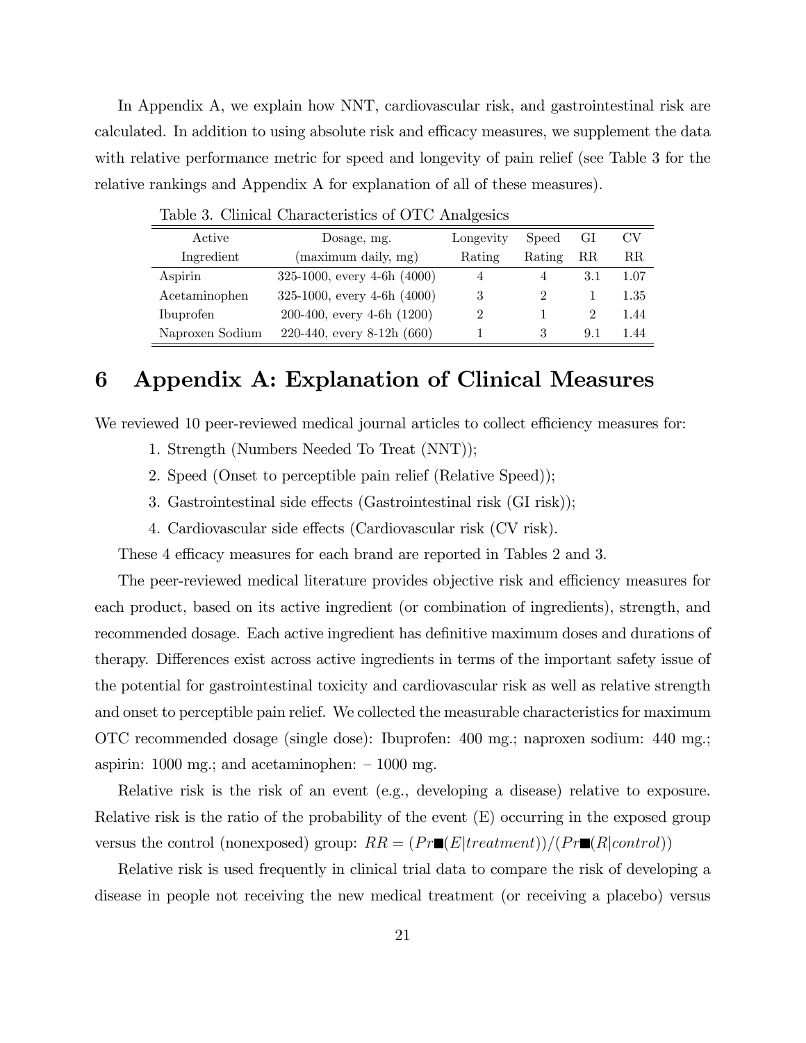In Appendix A, we explain how NNT, cardiovascular risk, and gastrointestinal risk are calculated. In addition to using absolute risk and efficacy measures, we supplement the data with relative performance metric for speed and longevity of pain relief (see Table 3 for the relative rankings and Appendix A for explanation of all of these measures).

Table 3. Clinical Characteristics of OTC Analgesics

| Active Ingredient | Dosage, mg. (maximum daily, mg) | Longevity Rating | Speed Rating | GI RR | CV RR |
|---|---|---|---|---|---|
| Aspirin | 325-1000, every 4-6h (4000) | 4 | 4 | 3.1 | 1.07 |
| Acetaminophen | 325-1000, every 4-6h (4000) | 3 | 2 | 1 | 1.35 |
| Ibuprofen | 200-400, every 4-6h (1200) | 2 | 1 | 2 | 1.44 |
| Naproxen Sodium | 220-440, every 8-12h (660) | 1 | 3 | 9.1 | 1.44 |

# 6 Appendix A: Explanation of Clinical Measures

We reviewed 10 peer-reviewed medical journal articles to collect efficiency measures for:

1. Strength (Numbers Needed To Treat (NNT));
2. Speed (Onset to perceptible pain relief (Relative Speed));
3. Gastrointestinal side effects (Gastrointestinal risk (GI risk));
4. Cardiovascular side effects (Cardiovascular risk (CV risk).

These 4 efficacy measures for each brand are reported in Tables 2 and 3.

The peer-reviewed medical literature provides objective risk and efficiency measures for each product, based on its active ingredient (or combination of ingredients), strength, and recommended dosage. Each active ingredient has definitive maximum doses and durations of therapy. Differences exist across active ingredients in terms of the important safety issue of the potential for gastrointestinal toxicity and cardiovascular risk as well as relative strength and onset to perceptible pain relief. We collected the measurable characteristics for maximum OTC recommended dosage (single dose): Ibuprofen: 400 mg.; naproxen sodium: 440 mg.; aspirin: 1000 mg.; and acetaminophen: – 1000 mg.

Relative risk is the risk of an event (e.g., developing a disease) relative to exposure. Relative risk is the ratio of the probability of the event (E) occurring in the exposed group versus the control (nonexposed) group: $RR = (Pr■(E|treatment))/(Pr■(R|control))$

Relative risk is used frequently in clinical trial data to compare the risk of developing a disease in people not receiving the new medical treatment (or receiving a placebo) versus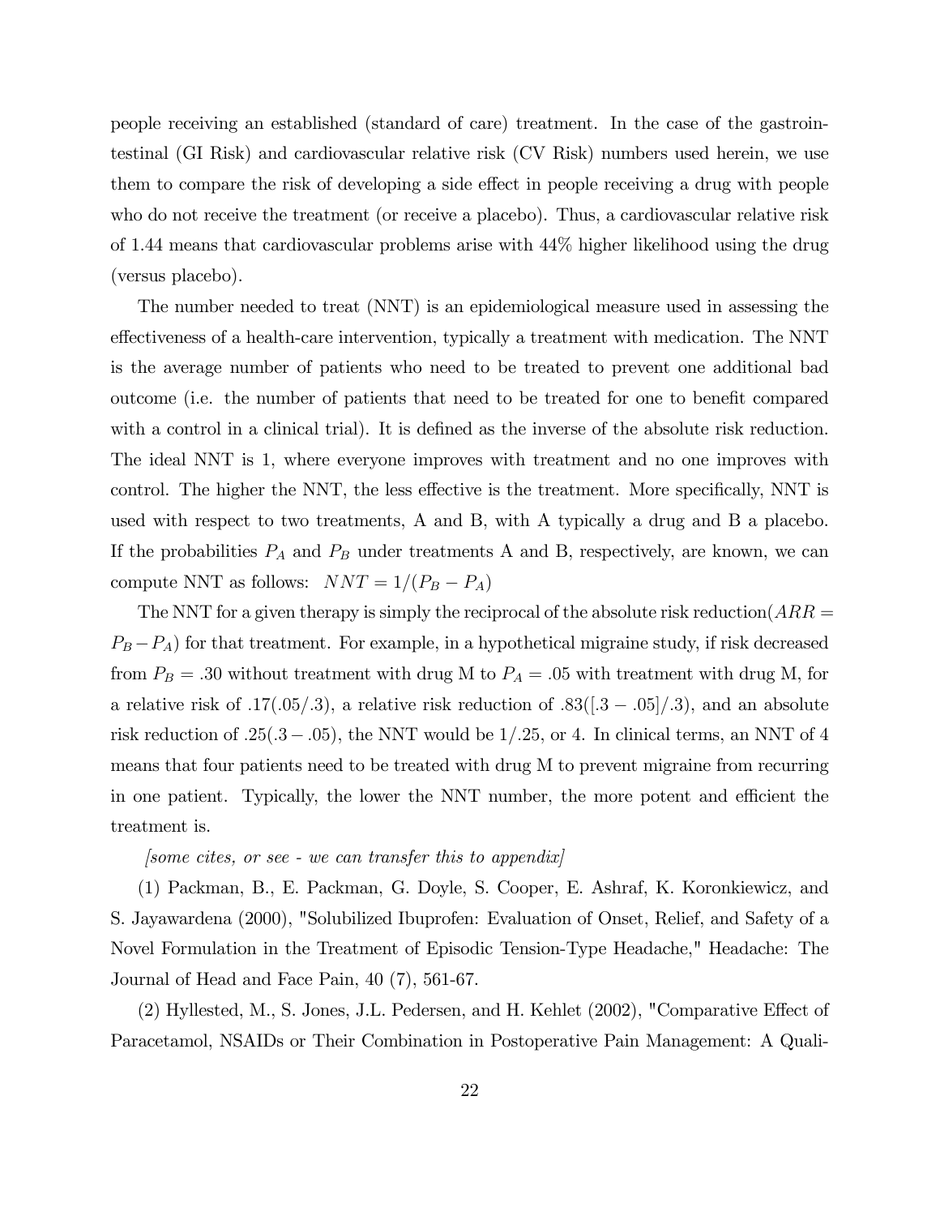people receiving an established (standard of care) treatment. In the case of the gastrointestinal (GI Risk) and cardiovascular relative risk (CV Risk) numbers used herein, we use them to compare the risk of developing a side effect in people receiving a drug with people who do not receive the treatment (or receive a placebo). Thus, a cardiovascular relative risk of 1.44 means that cardiovascular problems arise with 44% higher likelihood using the drug (versus placebo).

The number needed to treat (NNT) is an epidemiological measure used in assessing the effectiveness of a health-care intervention, typically a treatment with medication. The NNT is the average number of patients who need to be treated to prevent one additional bad outcome (i.e. the number of patients that need to be treated for one to benefit compared with a control in a clinical trial). It is defined as the inverse of the absolute risk reduction. The ideal NNT is 1, where everyone improves with treatment and no one improves with control. The higher the NNT, the less effective is the treatment. More specifically, NNT is used with respect to two treatments, A and B, with A typically a drug and B a placebo. If the probabilities $P_A$ and $P_B$ under treatments A and B, respectively, are known, we can compute NNT as follows: $NNT = 1/(P_B - P_A)$

The NNT for a given therapy is simply the reciprocal of the absolute risk reduction($ARR = P_B - P_A$) for that treatment. For example, in a hypothetical migraine study, if risk decreased from $P_B = .30$ without treatment with drug M to $P_A = .05$ with treatment with drug M, for a relative risk of $.17(.05/.3)$, a relative risk reduction of $.83([.3 - .05]/.3)$, and an absolute risk reduction of $.25(.3 - .05)$, the NNT would be $1/.25$, or 4. In clinical terms, an NNT of 4 means that four patients need to be treated with drug M to prevent migraine from recurring in one patient. Typically, the lower the NNT number, the more potent and efficient the treatment is.

*[some cites, or see - we can transfer this to appendix]*

(1) Packman, B., E. Packman, G. Doyle, S. Cooper, E. Ashraf, K. Koronkiewicz, and S. Jayawardena (2000), "Solubilized Ibuprofen: Evaluation of Onset, Relief, and Safety of a Novel Formulation in the Treatment of Episodic Tension-Type Headache," Headache: The Journal of Head and Face Pain, 40 (7), 561-67.

(2) Hyllested, M., S. Jones, J.L. Pedersen, and H. Kehlet (2002), "Comparative Effect of Paracetamol, NSAIDs or Their Combination in Postoperative Pain Management: A Quali-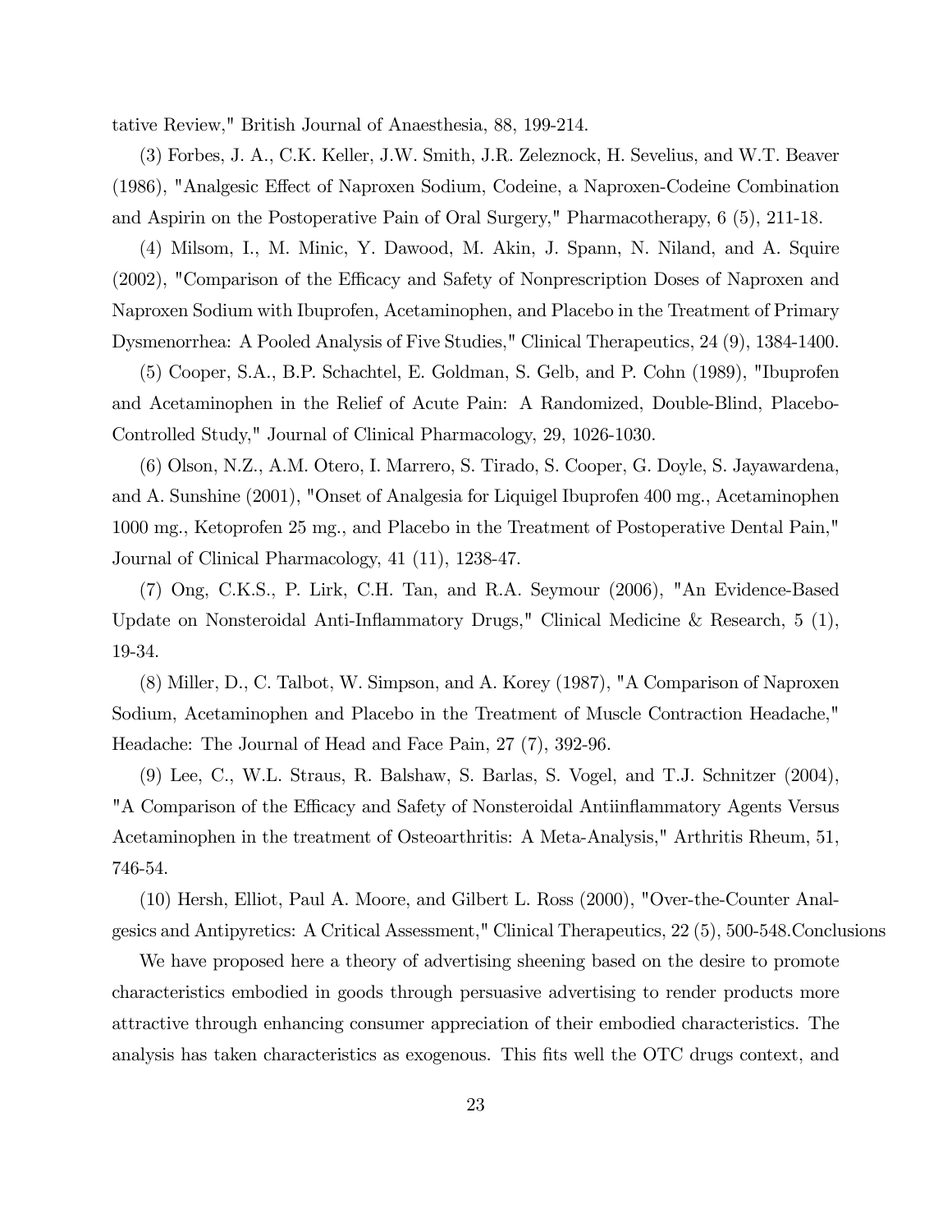tative Review," British Journal of Anaesthesia, 88, 199-214.

(3) Forbes, J. A., C.K. Keller, J.W. Smith, J.R. Zeleznock, H. Sevelius, and W.T. Beaver (1986), "Analgesic Effect of Naproxen Sodium, Codeine, a Naproxen-Codeine Combination and Aspirin on the Postoperative Pain of Oral Surgery," Pharmacotherapy, 6 (5), 211-18.

(4) Milsom, I., M. Minic, Y. Dawood, M. Akin, J. Spann, N. Niland, and A. Squire (2002), "Comparison of the Efficacy and Safety of Nonprescription Doses of Naproxen and Naproxen Sodium with Ibuprofen, Acetaminophen, and Placebo in the Treatment of Primary Dysmenorrhea: A Pooled Analysis of Five Studies," Clinical Therapeutics, 24 (9), 1384-1400.

(5) Cooper, S.A., B.P. Schachtel, E. Goldman, S. Gelb, and P. Cohn (1989), "Ibuprofen and Acetaminophen in the Relief of Acute Pain: A Randomized, Double-Blind, Placebo-Controlled Study," Journal of Clinical Pharmacology, 29, 1026-1030.

(6) Olson, N.Z., A.M. Otero, I. Marrero, S. Tirado, S. Cooper, G. Doyle, S. Jayawardena, and A. Sunshine (2001), "Onset of Analgesia for Liquigel Ibuprofen 400 mg., Acetaminophen 1000 mg., Ketoprofen 25 mg., and Placebo in the Treatment of Postoperative Dental Pain," Journal of Clinical Pharmacology, 41 (11), 1238-47.

(7) Ong, C.K.S., P. Lirk, C.H. Tan, and R.A. Seymour (2006), "An Evidence-Based Update on Nonsteroidal Anti-Inflammatory Drugs," Clinical Medicine & Research, 5 (1), 19-34.

(8) Miller, D., C. Talbot, W. Simpson, and A. Korey (1987), "A Comparison of Naproxen Sodium, Acetaminophen and Placebo in the Treatment of Muscle Contraction Headache," Headache: The Journal of Head and Face Pain, 27 (7), 392-96.

(9) Lee, C., W.L. Straus, R. Balshaw, S. Barlas, S. Vogel, and T.J. Schnitzer (2004), "A Comparison of the Efficacy and Safety of Nonsteroidal Antiinflammatory Agents Versus Acetaminophen in the treatment of Osteoarthritis: A Meta-Analysis," Arthritis Rheum, 51, 746-54.

(10) Hersh, Elliot, Paul A. Moore, and Gilbert L. Ross (2000), "Over-the-Counter Analgesics and Antipyretics: A Critical Assessment," Clinical Therapeutics, 22 (5), 500-548.Conclusions

We have proposed here a theory of advertising sheening based on the desire to promote characteristics embodied in goods through persuasive advertising to render products more attractive through enhancing consumer appreciation of their embodied characteristics. The analysis has taken characteristics as exogenous. This fits well the OTC drugs context, and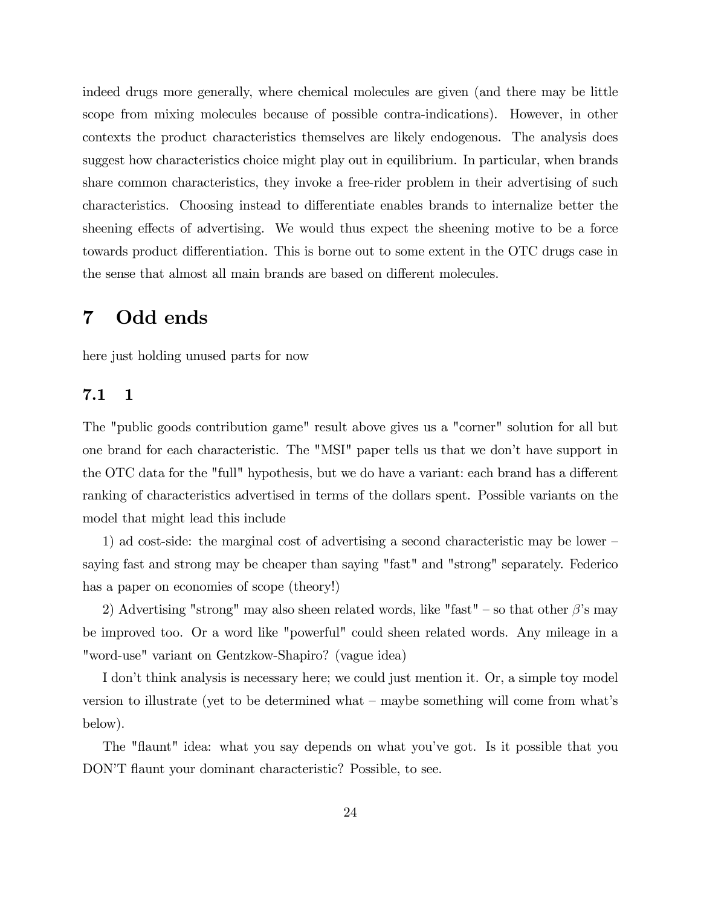indeed drugs more generally, where chemical molecules are given (and there may be little scope from mixing molecules because of possible contra-indications). However, in other contexts the product characteristics themselves are likely endogenous. The analysis does suggest how characteristics choice might play out in equilibrium. In particular, when brands share common characteristics, they invoke a free-rider problem in their advertising of such characteristics. Choosing instead to differentiate enables brands to internalize better the sheening effects of advertising. We would thus expect the sheening motive to be a force towards product differentiation. This is borne out to some extent in the OTC drugs case in the sense that almost all main brands are based on different molecules.

# 7 Odd ends

here just holding unused parts for now

## 7.1 1

The "public goods contribution game" result above gives us a "corner" solution for all but one brand for each characteristic. The "MSI" paper tells us that we don't have support in the OTC data for the "full" hypothesis, but we do have a variant: each brand has a different ranking of characteristics advertised in terms of the dollars spent. Possible variants on the model that might lead this include

1) ad cost-side: the marginal cost of advertising a second characteristic may be lower – saying fast and strong may be cheaper than saying "fast" and "strong" separately. Federico has a paper on economies of scope (theory!)

2) Advertising "strong" may also sheen related words, like "fast" – so that other $\beta$'s may be improved too. Or a word like "powerful" could sheen related words. Any mileage in a "word-use" variant on Gentzkow-Shapiro? (vague idea)

I don't think analysis is necessary here; we could just mention it. Or, a simple toy model version to illustrate (yet to be determined what – maybe something will come from what's below).

The "flaunt" idea: what you say depends on what you've got. Is it possible that you DON'T flaunt your dominant characteristic? Possible, to see.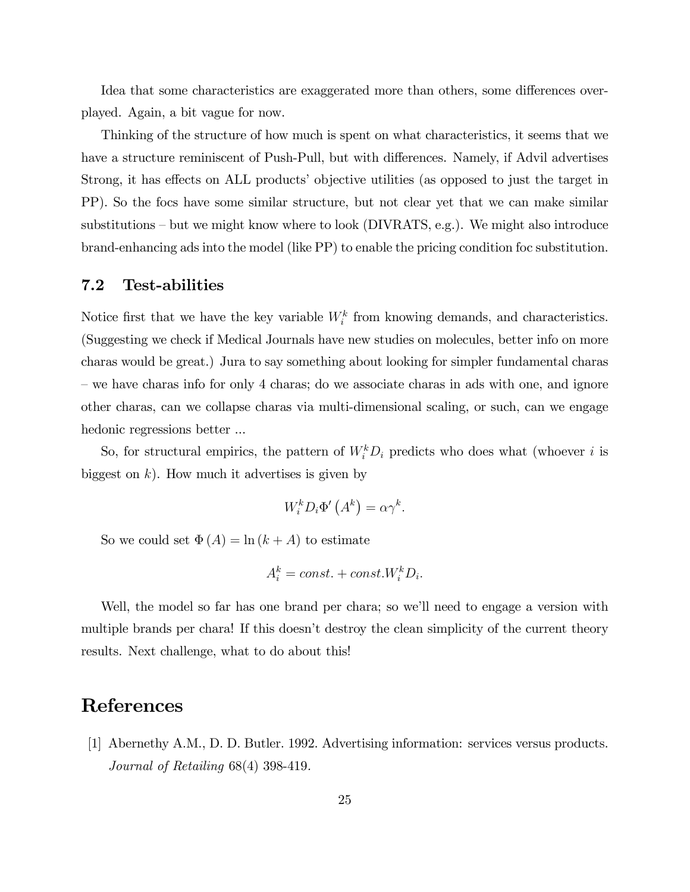Idea that some characteristics are exaggerated more than others, some differences over-played. Again, a bit vague for now.

Thinking of the structure of how much is spent on what characteristics, it seems that we have a structure reminiscent of Push-Pull, but with differences. Namely, if Advil advertises Strong, it has effects on ALL products' objective utilities (as opposed to just the target in PP). So the focs have some similar structure, but not clear yet that we can make similar substitutions – but we might know where to look (DIVRATS, e.g.). We might also introduce brand-enhancing ads into the model (like PP) to enable the pricing condition foc substitution.

### 7.2 Test-abilities

Notice first that we have the key variable $W_i^k$ from knowing demands, and characteristics. (Suggesting we check if Medical Journals have new studies on molecules, better info on more charas would be great.) Jura to say something about looking for simpler fundamental charas – we have charas info for only 4 charas; do we associate charas in ads with one, and ignore other charas, can we collapse charas via multi-dimensional scaling, or such, can we engage hedonic regressions better ...

So, for structural empirics, the pattern of $W_i^k D_i$ predicts who does what (whoever $i$ is biggest on $k$). How much it advertises is given by

$$W_i^k D_i \Phi' \left( A^k \right) = \alpha \gamma^k.$$

So we could set $\Phi(A) = \ln(k + A)$ to estimate

$$A_i^k = const. + const. W_i^k D_i.$$

Well, the model so far has one brand per chara; so we'll need to engage a version with multiple brands per chara! If this doesn't destroy the clean simplicity of the current theory results. Next challenge, what to do about this!

## References

[1] Abernethy A.M., D. D. Butler. 1992. Advertising information: services versus products. *Journal of Retailing* 68(4) 398-419.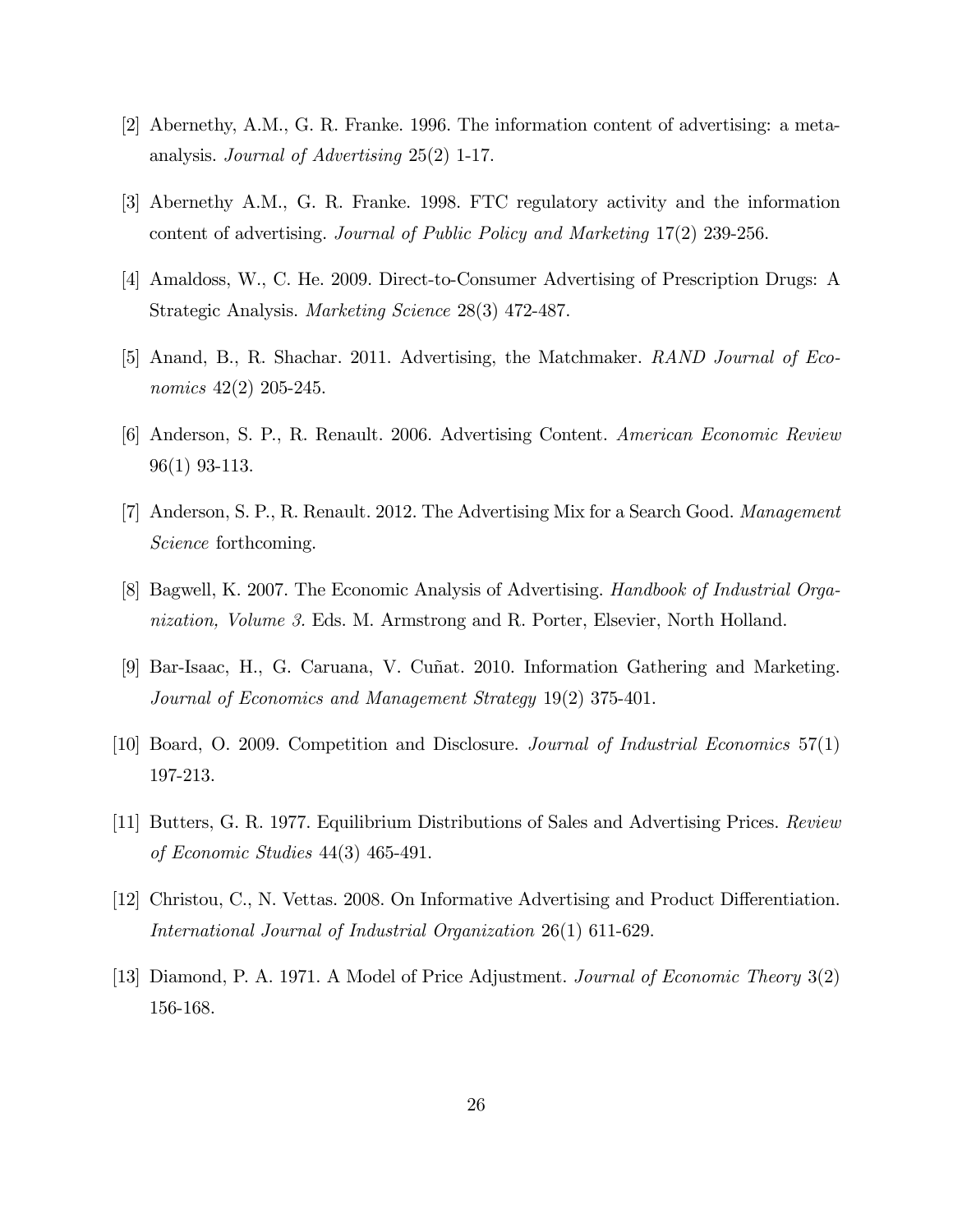[2] Abernethy, A.M., G. R. Franke. 1996. The information content of advertising: a meta-analysis. *Journal of Advertising* 25(2) 1-17.

[3] Abernethy A.M., G. R. Franke. 1998. FTC regulatory activity and the information content of advertising. *Journal of Public Policy and Marketing* 17(2) 239-256.

[4] Amaldoss, W., C. He. 2009. Direct-to-Consumer Advertising of Prescription Drugs: A Strategic Analysis. *Marketing Science* 28(3) 472-487.

[5] Anand, B., R. Shachar. 2011. Advertising, the Matchmaker. *RAND Journal of Economics* 42(2) 205-245.

[6] Anderson, S. P., R. Renault. 2006. Advertising Content. *American Economic Review* 96(1) 93-113.

[7] Anderson, S. P., R. Renault. 2012. The Advertising Mix for a Search Good. *Management Science* forthcoming.

[8] Bagwell, K. 2007. The Economic Analysis of Advertising. *Handbook of Industrial Organization, Volume 3*. Eds. M. Armstrong and R. Porter, Elsevier, North Holland.

[9] Bar-Isaac, H., G. Caruana, V. Cuñat. 2010. Information Gathering and Marketing. *Journal of Economics and Management Strategy* 19(2) 375-401.

[10] Board, O. 2009. Competition and Disclosure. *Journal of Industrial Economics* 57(1) 197-213.

[11] Butters, G. R. 1977. Equilibrium Distributions of Sales and Advertising Prices. *Review of Economic Studies* 44(3) 465-491.

[12] Christou, C., N. Vettas. 2008. On Informative Advertising and Product Differentiation. *International Journal of Industrial Organization* 26(1) 611-629.

[13] Diamond, P. A. 1971. A Model of Price Adjustment. *Journal of Economic Theory* 3(2) 156-168.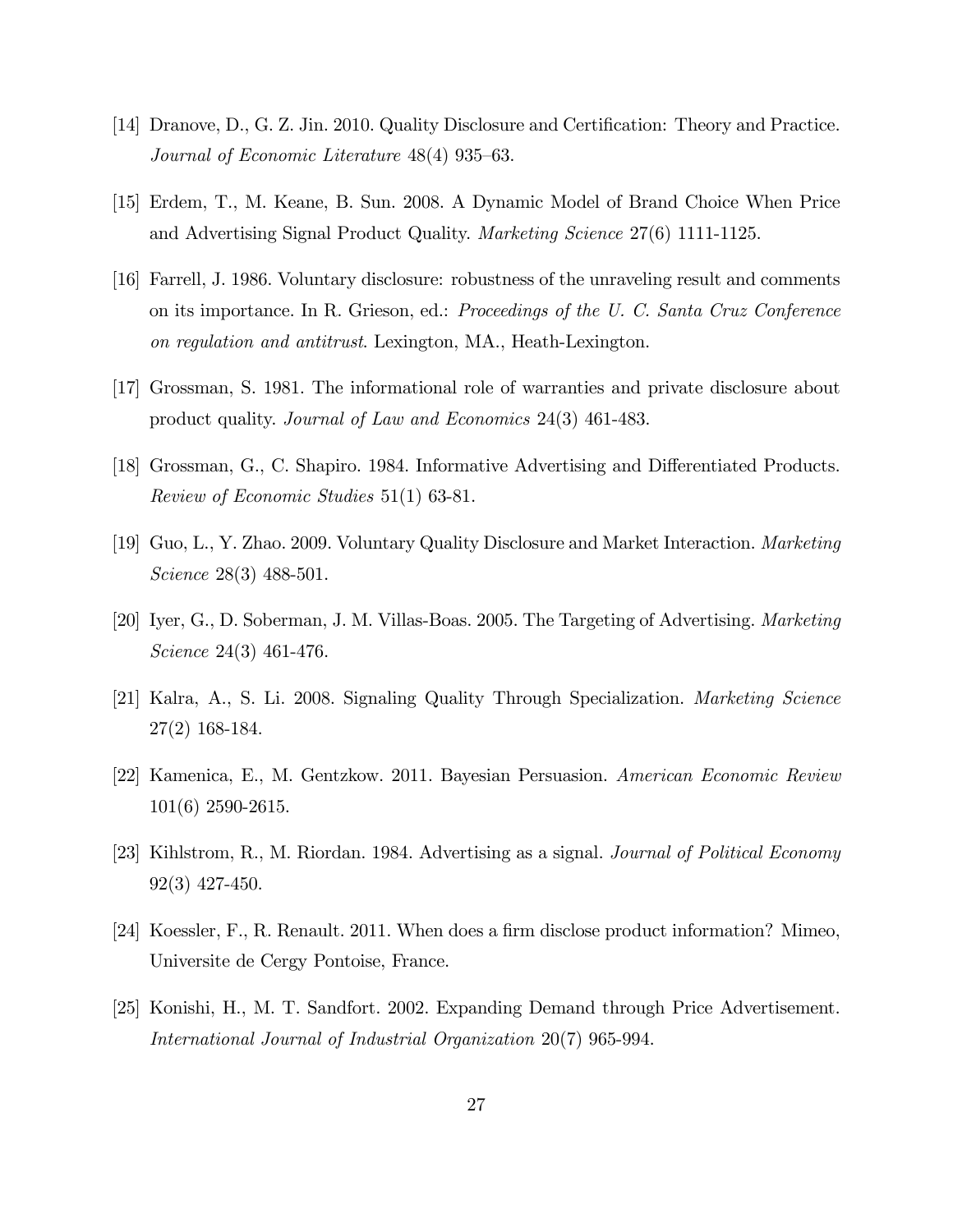[14] Dranove, D., G. Z. Jin. 2010. Quality Disclosure and Certification: Theory and Practice. *Journal of Economic Literature* 48(4) 935–63.

[15] Erdem, T., M. Keane, B. Sun. 2008. A Dynamic Model of Brand Choice When Price and Advertising Signal Product Quality. *Marketing Science* 27(6) 1111-1125.

[16] Farrell, J. 1986. Voluntary disclosure: robustness of the unraveling result and comments on its importance. In R. Grieson, ed.: *Proceedings of the U. C. Santa Cruz Conference on regulation and antitrust*. Lexington, MA., Heath-Lexington.

[17] Grossman, S. 1981. The informational role of warranties and private disclosure about product quality. *Journal of Law and Economics* 24(3) 461-483.

[18] Grossman, G., C. Shapiro. 1984. Informative Advertising and Differentiated Products. *Review of Economic Studies* 51(1) 63-81.

[19] Guo, L., Y. Zhao. 2009. Voluntary Quality Disclosure and Market Interaction. *Marketing Science* 28(3) 488-501.

[20] Iyer, G., D. Soberman, J. M. Villas-Boas. 2005. The Targeting of Advertising. *Marketing Science* 24(3) 461-476.

[21] Kalra, A., S. Li. 2008. Signaling Quality Through Specialization. *Marketing Science* 27(2) 168-184.

[22] Kamenica, E., M. Gentzkow. 2011. Bayesian Persuasion. *American Economic Review* 101(6) 2590-2615.

[23] Kihlstrom, R., M. Riordan. 1984. Advertising as a signal. *Journal of Political Economy* 92(3) 427-450.

[24] Koessler, F., R. Renault. 2011. When does a firm disclose product information? Mimeo, Universite de Cergy Pontoise, France.

[25] Konishi, H., M. T. Sandfort. 2002. Expanding Demand through Price Advertisement. *International Journal of Industrial Organization* 20(7) 965-994.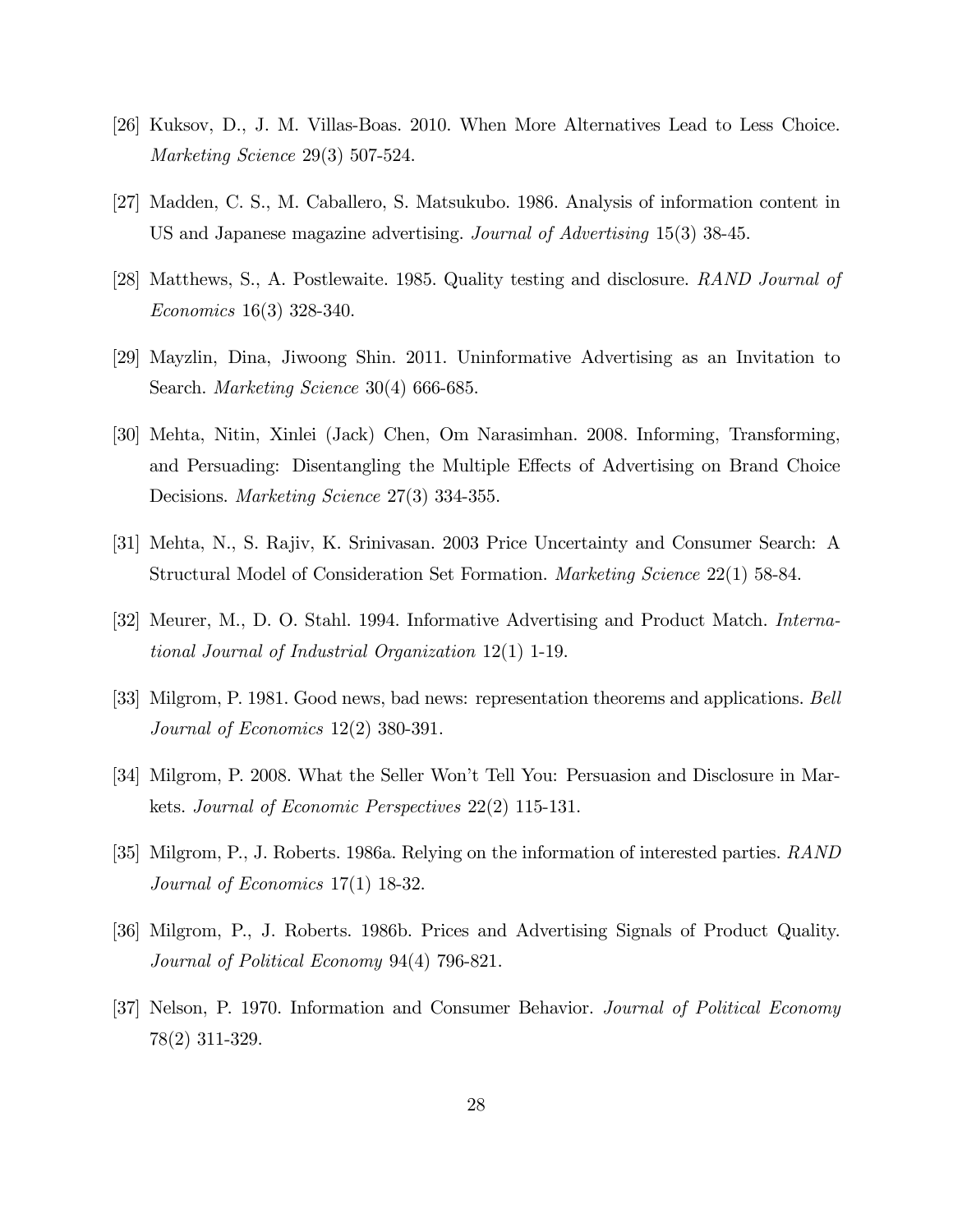[26] Kuksov, D., J. M. Villas-Boas. 2010. When More Alternatives Lead to Less Choice. *Marketing Science* 29(3) 507-524.

[27] Madden, C. S., M. Caballero, S. Matsukubo. 1986. Analysis of information content in US and Japanese magazine advertising. *Journal of Advertising* 15(3) 38-45.

[28] Matthews, S., A. Postlewaite. 1985. Quality testing and disclosure. *RAND Journal of Economics* 16(3) 328-340.

[29] Mayzlin, Dina, Jiwoong Shin. 2011. Uninformative Advertising as an Invitation to Search. *Marketing Science* 30(4) 666-685.

[30] Mehta, Nitin, Xinlei (Jack) Chen, Om Narasimhan. 2008. Informing, Transforming, and Persuading: Disentangling the Multiple Effects of Advertising on Brand Choice Decisions. *Marketing Science* 27(3) 334-355.

[31] Mehta, N., S. Rajiv, K. Srinivasan. 2003 Price Uncertainty and Consumer Search: A Structural Model of Consideration Set Formation. *Marketing Science* 22(1) 58-84.

[32] Meurer, M., D. O. Stahl. 1994. Informative Advertising and Product Match. *International Journal of Industrial Organization* 12(1) 1-19.

[33] Milgrom, P. 1981. Good news, bad news: representation theorems and applications. *Bell Journal of Economics* 12(2) 380-391.

[34] Milgrom, P. 2008. What the Seller Won't Tell You: Persuasion and Disclosure in Markets. *Journal of Economic Perspectives* 22(2) 115-131.

[35] Milgrom, P., J. Roberts. 1986a. Relying on the information of interested parties. *RAND Journal of Economics* 17(1) 18-32.

[36] Milgrom, P., J. Roberts. 1986b. Prices and Advertising Signals of Product Quality. *Journal of Political Economy* 94(4) 796-821.

[37] Nelson, P. 1970. Information and Consumer Behavior. *Journal of Political Economy* 78(2) 311-329.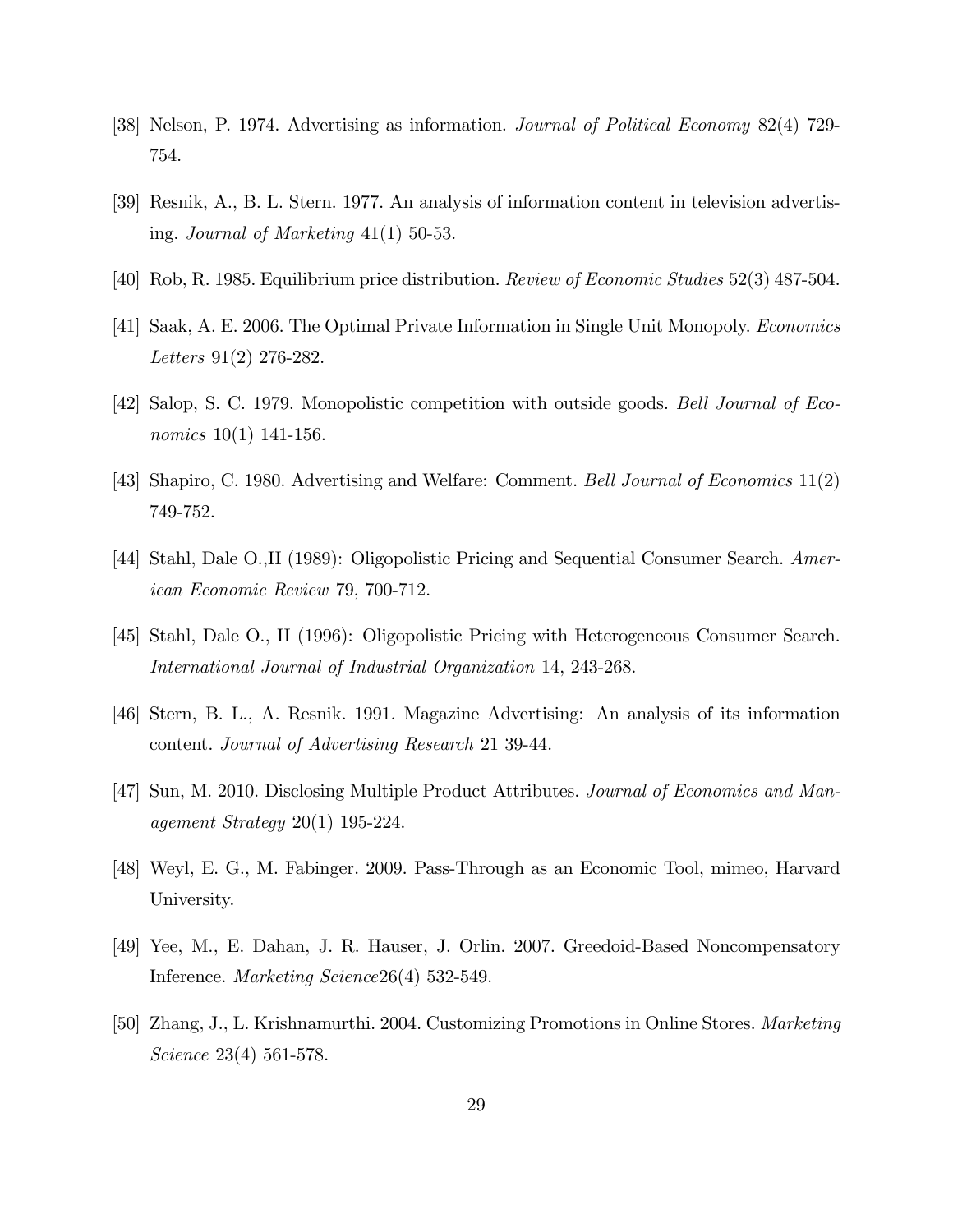[38] Nelson, P. 1974. Advertising as information. *Journal of Political Economy* 82(4) 729-754.

[39] Resnik, A., B. L. Stern. 1977. An analysis of information content in television advertising. *Journal of Marketing* 41(1) 50-53.

[40] Rob, R. 1985. Equilibrium price distribution. *Review of Economic Studies* 52(3) 487-504.

[41] Saak, A. E. 2006. The Optimal Private Information in Single Unit Monopoly. *Economics Letters* 91(2) 276-282.

[42] Salop, S. C. 1979. Monopolistic competition with outside goods. *Bell Journal of Economics* 10(1) 141-156.

[43] Shapiro, C. 1980. Advertising and Welfare: Comment. *Bell Journal of Economics* 11(2) 749-752.

[44] Stahl, Dale O.,II (1989): Oligopolistic Pricing and Sequential Consumer Search. *American Economic Review* 79, 700-712.

[45] Stahl, Dale O., II (1996): Oligopolistic Pricing with Heterogeneous Consumer Search. *International Journal of Industrial Organization* 14, 243-268.

[46] Stern, B. L., A. Resnik. 1991. Magazine Advertising: An analysis of its information content. *Journal of Advertising Research* 21 39-44.

[47] Sun, M. 2010. Disclosing Multiple Product Attributes. *Journal of Economics and Management Strategy* 20(1) 195-224.

[48] Weyl, E. G., M. Fabinger. 2009. Pass-Through as an Economic Tool, mimeo, Harvard University.

[49] Yee, M., E. Dahan, J. R. Hauser, J. Orlin. 2007. Greedoid-Based Noncompensatory Inference. *Marketing Science*26(4) 532-549.

[50] Zhang, J., L. Krishnamurthi. 2004. Customizing Promotions in Online Stores. *Marketing Science* 23(4) 561-578.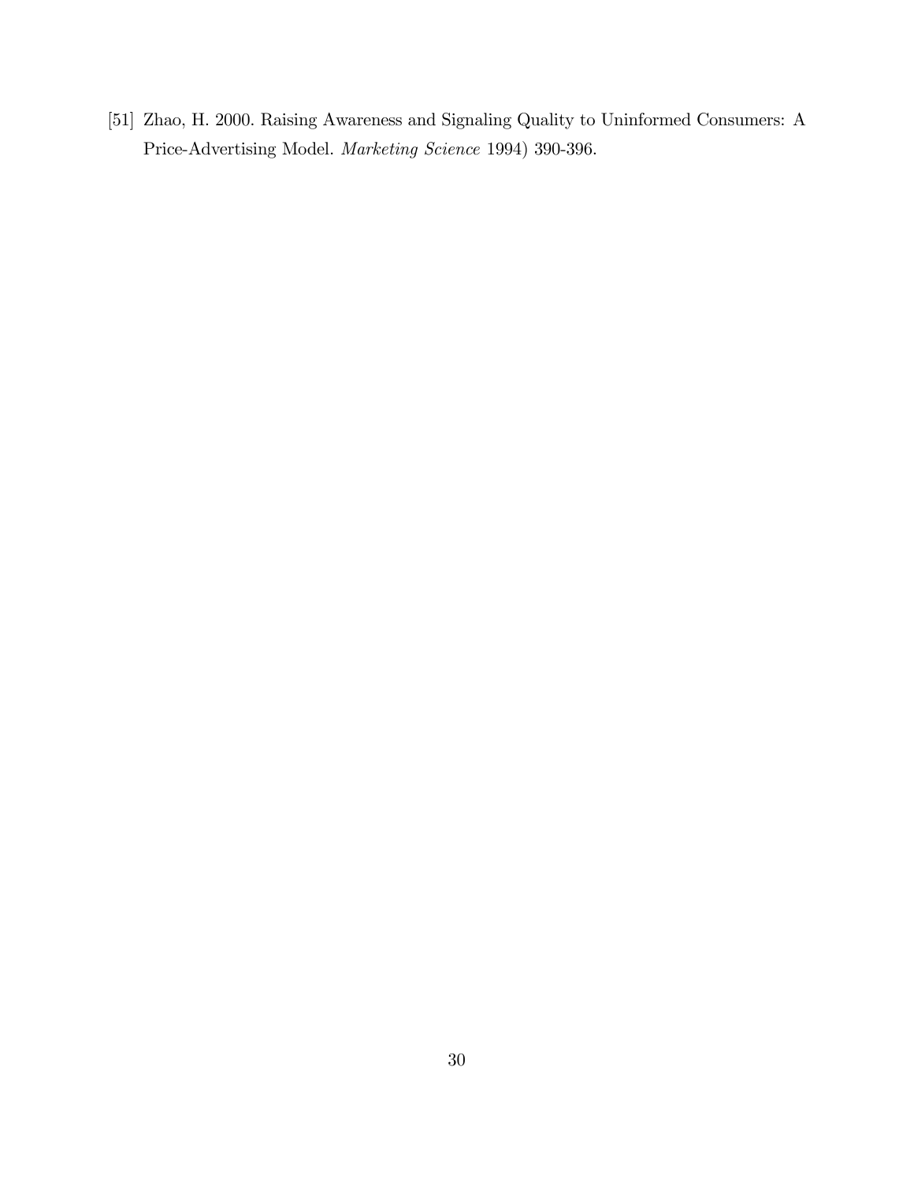[51] Zhao, H. 2000. Raising Awareness and Signaling Quality to Uninformed Consumers: A Price-Advertising Model. *Marketing Science* 1994) 390-396.